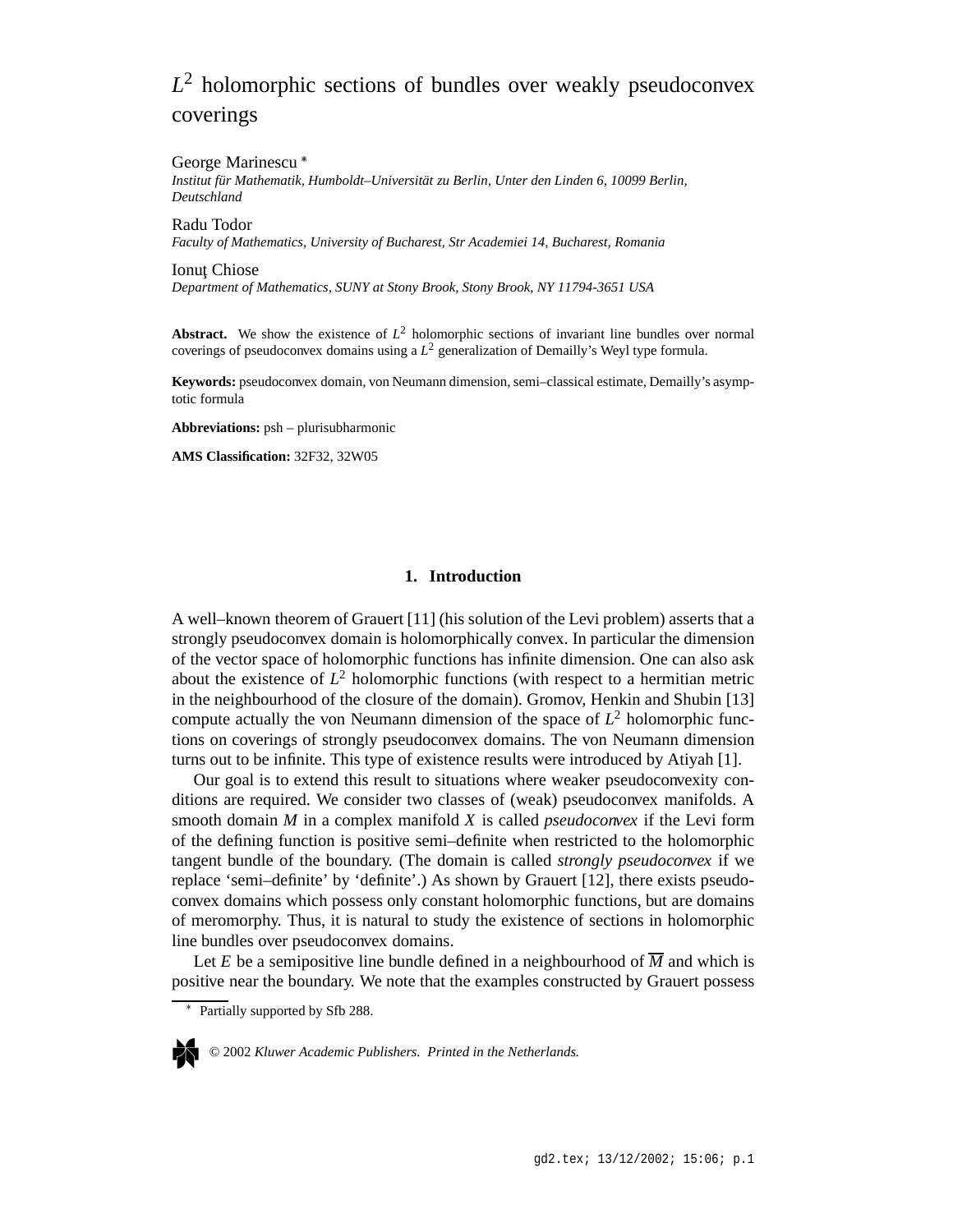# $L^2$ holomorphic sections of bundles over weakly pseudoconvex coverings

George Marinescu *

*Institut für Mathematik, Humboldt–Universität zu Berlin, Unter den Linden 6, 10099 Berlin, Deutschland*

Radu Todor

*Faculty of Mathematics, University of Bucharest, Str Academiei 14, Bucharest, Romania*

Ionuţ Chiose

*Department of Mathematics, SUNY at Stony Brook, Stony Brook, NY 11794-3651 USA*

**Abstract.** We show the existence of $L^2$ holomorphic sections of invariant line bundles over normal coverings of pseudoconvex domains using a $L^2$ generalization of Demailly's Weyl type formula.

**Keywords:** pseudoconvex domain, von Neumann dimension, semi–classical estimate, Demailly's asymptotic formula

**Abbreviations:** psh – plurisubharmonic

**AMS Classification:** 32F32, 32W05

## 1. Introduction

A well–known theorem of Grauert [11] (his solution of the Levi problem) asserts that a strongly pseudoconvex domain is holomorphically convex. In particular the dimension of the vector space of holomorphic functions has infinite dimension. One can also ask about the existence of $L^2$ holomorphic functions (with respect to a hermitian metric in the neighbourhood of the closure of the domain). Gromov, Henkin and Shubin [13] compute actually the von Neumann dimension of the space of $L^2$ holomorphic functions on coverings of strongly pseudoconvex domains. The von Neumann dimension turns out to be infinite. This type of existence results were introduced by Atiyah [1].

Our goal is to extend this result to situations where weaker pseudoconvexity conditions are required. We consider two classes of (weak) pseudoconvex manifolds. A smooth domain $M$ in a complex manifold $X$ is called *pseudoconvex* if the Levi form of the defining function is positive semi–definite when restricted to the holomorphic tangent bundle of the boundary. (The domain is called *strongly pseudoconvex* if we replace 'semi–definite' by 'definite'.) As shown by Grauert [12], there exists pseudoconvex domains which possess only constant holomorphic functions, but are domains of meromorphy. Thus, it is natural to study the existence of sections in holomorphic line bundles over pseudoconvex domains.

Let $E$ be a semipositive line bundle defined in a neighbourhood of $\overline{M}$ and which is positive near the boundary. We note that the examples constructed by Grauert possess

* Partially supported by Sfb 288.

© 2002 *Kluwer Academic Publishers. Printed in the Netherlands.*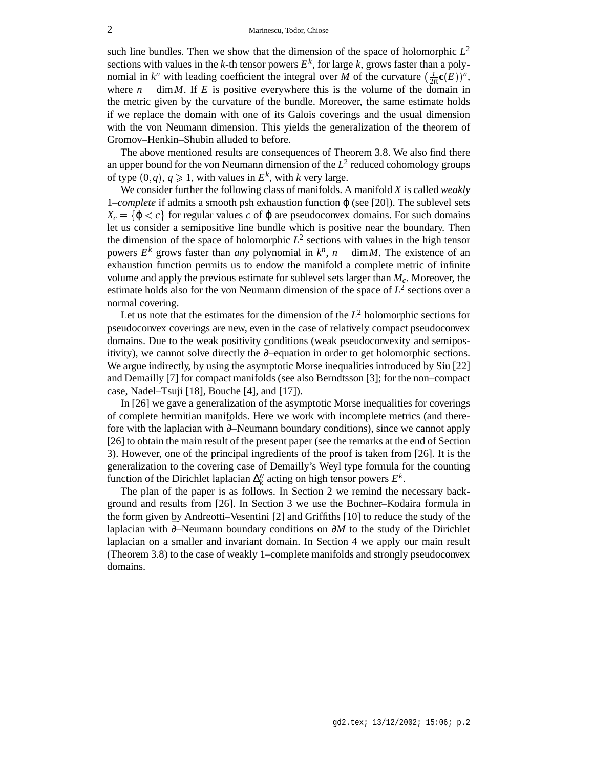such line bundles. Then we show that the dimension of the space of holomorphic $L^2$ sections with values in the $k$-th tensor powers $E^k$, for large $k$, grows faster than a polynomial in $k^n$ with leading coefficient the integral over $M$ of the curvature $(\frac{i}{2\pi}\mathbf{c}(E))^n$, where $n = \dim M$. If $E$ is positive everywhere this is the volume of the domain in the metric given by the curvature of the bundle. Moreover, the same estimate holds if we replace the domain with one of its Galois coverings and the usual dimension with the von Neumann dimension. This yields the generalization of the theorem of Gromov–Henkin–Shubin alluded to before.

The above mentioned results are consequences of Theorem 3.8. We also find there an upper bound for the von Neumann dimension of the $L^2$ reduced cohomology groups of type $(0,q)$, $q \geqslant 1$, with values in $E^k$, with $k$ very large.

We consider further the following class of manifolds. A manifold $X$ is called *weakly* 1–*complete* if admits a smooth psh exhaustion function $\varphi$ (see [20]). The sublevel sets $X_c = \{\varphi < c\}$ for regular values $c$ of $\varphi$ are pseudoconvex domains. For such domains let us consider a semipositive line bundle which is positive near the boundary. Then the dimension of the space of holomorphic $L^2$ sections with values in the high tensor powers $E^k$ grows faster than *any* polynomial in $k^n$, $n = \dim M$. The existence of an exhaustion function permits us to endow the manifold a complete metric of infinite volume and apply the previous estimate for sublevel sets larger than $M_c$. Moreover, the estimate holds also for the von Neumann dimension of the space of $L^2$ sections over a normal covering.

Let us note that the estimates for the dimension of the $L^2$ holomorphic sections for pseudoconvex coverings are new, even in the case of relatively compact pseudoconvex domains. Due to the weak positivity conditions (weak pseudoconvexity and semipositivity), we cannot solve directly the $\overline{\partial}$–equation in order to get holomorphic sections. We argue indirectly, by using the asymptotic Morse inequalities introduced by Siu [22] and Demailly [7] for compact manifolds (see also Berndtsson [3]; for the non–compact case, Nadel–Tsuji [18], Bouche [4], and [17]).

In [26] we gave a generalization of the asymptotic Morse inequalities for coverings of complete hermitian manifolds. Here we work with incomplete metrics (and therefore with the laplacian with $\overline{\partial}$–Neumann boundary conditions), since we cannot apply [26] to obtain the main result of the present paper (see the remarks at the end of Section 3). However, one of the principal ingredients of the proof is taken from [26]. It is the generalization to the covering case of Demailly's Weyl type formula for the counting function of the Dirichlet laplacian $\Delta''_k$ acting on high tensor powers $E^k$.

The plan of the paper is as follows. In Section 2 we remind the necessary background and results from [26]. In Section 3 we use the Bochner–Kodaira formula in the form given by Andreotti–Vesentini [2] and Griffiths [10] to reduce the study of the laplacian with $\overline{\partial}$–Neumann boundary conditions on $\partial M$ to the study of the Dirichlet laplacian on a smaller and invariant domain. In Section 4 we apply our main result (Theorem 3.8) to the case of weakly 1–complete manifolds and strongly pseudoconvex domains.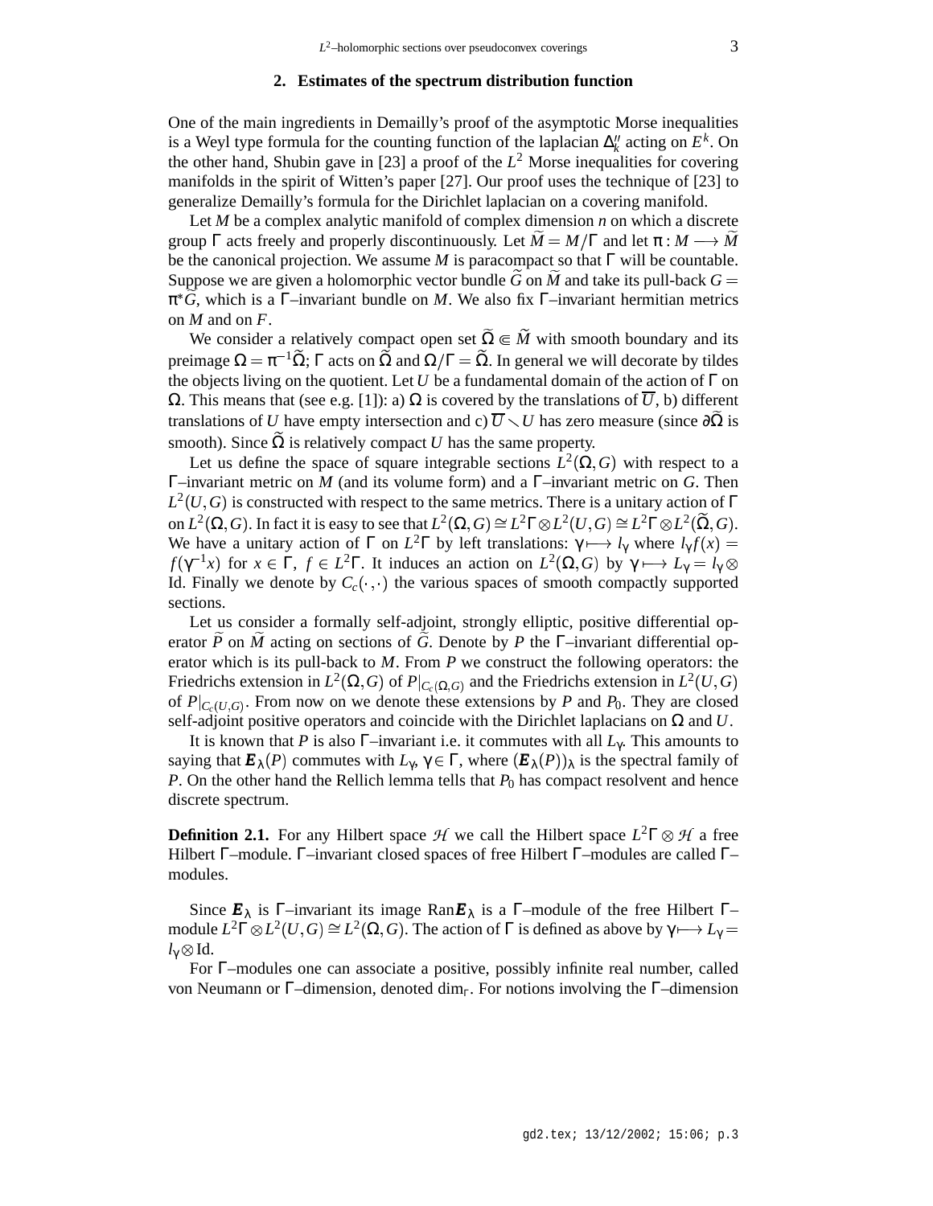## 2. Estimates of the spectrum distribution function

One of the main ingredients in Demailly's proof of the asymptotic Morse inequalities is a Weyl type formula for the counting function of the laplacian $\Delta_k''$ acting on $E^k$. On the other hand, Shubin gave in [23] a proof of the $L^2$ Morse inequalities for covering manifolds in the spirit of Witten's paper [27]. Our proof uses the technique of [23] to generalize Demailly's formula for the Dirichlet laplacian on a covering manifold.

Let $M$ be a complex analytic manifold of complex dimension $n$ on which a discrete group $\Gamma$ acts freely and properly discontinuously. Let $\widetilde{M} = M/\Gamma$ and let $\pi : M \longrightarrow \widetilde{M}$ be the canonical projection. We assume $M$ is paracompact so that $\Gamma$ will be countable. Suppose we are given a holomorphic vector bundle $\widetilde{G}$ on $\widetilde{M}$ and take its pull-back $G = \pi^*\widetilde{G}$, which is a $\Gamma$–invariant bundle on $M$. We also fix $\Gamma$–invariant hermitian metrics on $M$ and on $F$.

We consider a relatively compact open set $\widetilde{\Omega} \Subset \widetilde{M}$ with smooth boundary and its preimage $\Omega = \pi^{-1}\widetilde{\Omega}$; $\Gamma$ acts on $\widetilde{\Omega}$ and $\Omega/\Gamma = \widetilde{\Omega}$. In general we will decorate by tildes the objects living on the quotient. Let $U$ be a fundamental domain of the action of $\Gamma$ on $\Omega$. This means that (see e.g. [1]): a) $\Omega$ is covered by the translations of $\overline{U}$, b) different translations of $U$ have empty intersection and c) $\overline{U} \smallsetminus U$ has zero measure (since $\partial\widetilde{\Omega}$ is smooth). Since $\widetilde{\Omega}$ is relatively compact $U$ has the same property.

Let us define the space of square integrable sections $L^2(\Omega, G)$ with respect to a $\Gamma$–invariant metric on $M$ (and its volume form) and a $\Gamma$–invariant metric on $G$. Then $L^2(U,G)$ is constructed with respect to the same metrics. There is a unitary action of $\Gamma$ on $L^2(\Omega,G)$. In fact it is easy to see that $L^2(\Omega,G) \cong L^2\Gamma \otimes L^2(U,G) \cong L^2\Gamma \otimes L^2(\widetilde{\Omega},G)$. We have a unitary action of $\Gamma$ on $L^2\Gamma$ by left translations: $\gamma \longmapsto l_\gamma$ where $l_\gamma f(x) = f(\gamma^{-1}x)$ for $x \in \Gamma$, $f \in L^2\Gamma$. It induces an action on $L^2(\Omega,G)$ by $\gamma \longmapsto L_\gamma = l_\gamma \otimes$ Id. Finally we denote by $C_c(\cdot,\cdot)$ the various spaces of smooth compactly supported sections.

Let us consider a formally self-adjoint, strongly elliptic, positive differential operator $\widetilde{P}$ on $\widetilde{M}$ acting on sections of $\widetilde{G}$. Denote by $P$ the $\Gamma$–invariant differential operator which is its pull-back to $M$. From $P$ we construct the following operators: the Friedrichs extension in $L^2(\Omega,G)$ of $P|_{C_c(\Omega,G)}$ and the Friedrichs extension in $L^2(U,G)$ of $P|_{C_c(U,G)}$. From now on we denote these extensions by $P$ and $P_0$. They are closed self-adjoint positive operators and coincide with the Dirichlet laplacians on $\Omega$ and $U$.

It is known that $P$ is also $\Gamma$–invariant i.e. it commutes with all $L_\gamma$. This amounts to saying that $\boldsymbol{E}_\lambda(P)$ commutes with $L_\gamma$, $\gamma \in \Gamma$, where $(\boldsymbol{E}_\lambda(P))_\lambda$ is the spectral family of $P$. On the other hand the Rellich lemma tells that $P_0$ has compact resolvent and hence discrete spectrum.

**Definition 2.1.** For any Hilbert space $\mathcal{H}$ we call the Hilbert space $L^2\Gamma \otimes \mathcal{H}$ a free Hilbert $\Gamma$–module. $\Gamma$–invariant closed spaces of free Hilbert $\Gamma$–modules are called $\Gamma$–modules.

Since $\boldsymbol{E}_\lambda$ is $\Gamma$–invariant its image Ran$\boldsymbol{E}_\lambda$ is a $\Gamma$–module of the free Hilbert $\Gamma$–module $L^2\Gamma \otimes L^2(U,G) \cong L^2(\Omega,G)$. The action of $\Gamma$ is defined as above by $\gamma \longmapsto L_\gamma = l_\gamma \otimes$ Id.

For $\Gamma$–modules one can associate a positive, possibly infinite real number, called von Neumann or $\Gamma$–dimension, denoted $\dim_\Gamma$. For notions involving the $\Gamma$–dimension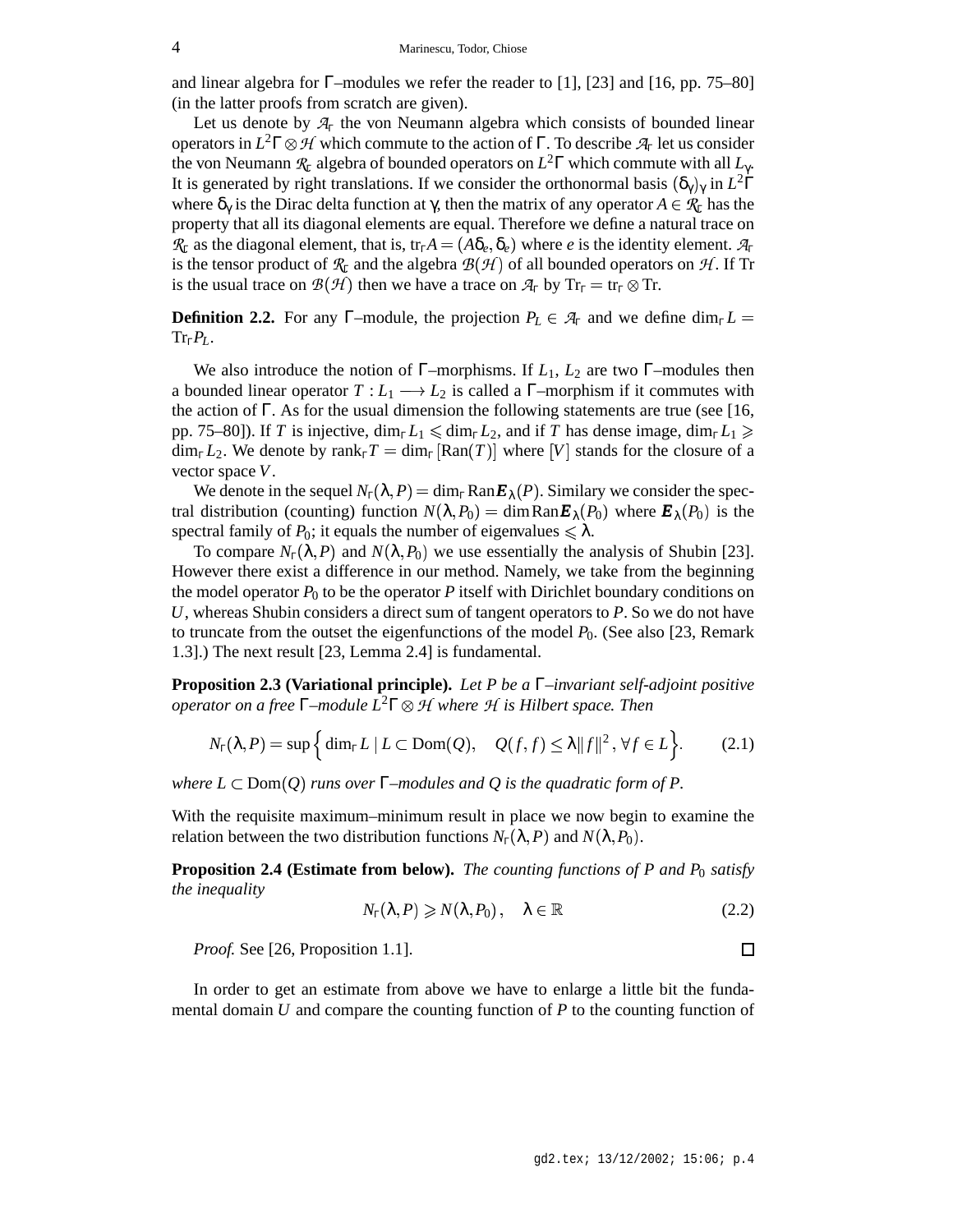and linear algebra for $\Gamma$–modules we refer the reader to [1], [23] and [16, pp. 75–80] (in the latter proofs from scratch are given).

Let us denote by $\mathcal{A}_\Gamma$ the von Neumann algebra which consists of bounded linear operators in $L^2\Gamma \otimes \mathcal{H}$ which commute to the action of $\Gamma$. To describe $\mathcal{A}_\Gamma$ let us consider the von Neumann $\mathcal{R}_\Gamma$ algebra of bounded operators on $L^2\Gamma$ which commute with all $L_\gamma$. It is generated by right translations. If we consider the orthonormal basis $(\delta_\gamma)_\gamma$ in $L^2\Gamma$ where $\delta_\gamma$ is the Dirac delta function at $\gamma$, then the matrix of any operator $A \in \mathcal{R}_\Gamma$ has the property that all its diagonal elements are equal. Therefore we define a natural trace on $\mathcal{R}_\Gamma$ as the diagonal element, that is, $\mathrm{tr}_\Gamma A = (A\delta_e, \delta_e)$ where $e$ is the identity element. $\mathcal{A}_\Gamma$ is the tensor product of $\mathcal{R}_\Gamma$ and the algebra $\mathcal{B}(\mathcal{H})$ of all bounded operators on $\mathcal{H}$. If Tr is the usual trace on $\mathcal{B}(\mathcal{H})$ then we have a trace on $\mathcal{A}_\Gamma$ by $\mathrm{Tr}_\Gamma = \mathrm{tr}_\Gamma \otimes \mathrm{Tr}$.

**Definition 2.2.** For any $\Gamma$–module, the projection $P_L \in \mathcal{A}_\Gamma$ and we define $\dim_\Gamma L = \mathrm{Tr}_\Gamma P_L$.

We also introduce the notion of $\Gamma$–morphisms. If $L_1$, $L_2$ are two $\Gamma$–modules then a bounded linear operator $T : L_1 \longrightarrow L_2$ is called a $\Gamma$–morphism if it commutes with the action of $\Gamma$. As for the usual dimension the following statements are true (see [16, pp. 75–80]). If $T$ is injective, $\dim_\Gamma L_1 \leqslant \dim_\Gamma L_2$, and if $T$ has dense image, $\dim_\Gamma L_1 \geqslant \dim_\Gamma L_2$. We denote by $\mathrm{rank}_\Gamma T = \dim_\Gamma [\mathrm{Ran}(T)]$ where $[V]$ stands for the closure of a vector space $V$.

We denote in the sequel $N_\Gamma(\lambda, P) = \dim_\Gamma \mathrm{Ran}\boldsymbol{E}_\lambda(P)$. Similary we consider the spectral distribution (counting) function $N(\lambda, P_0) = \dim \mathrm{Ran}\boldsymbol{E}_\lambda(P_0)$ where $\boldsymbol{E}_\lambda(P_0)$ is the spectral family of $P_0$; it equals the number of eigenvalues $\leqslant \lambda$.

To compare $N_\Gamma(\lambda, P)$ and $N(\lambda, P_0)$ we use essentially the analysis of Shubin [23]. However there exist a difference in our method. Namely, we take from the beginning the model operator $P_0$ to be the operator $P$ itself with Dirichlet boundary conditions on $U$, whereas Shubin considers a direct sum of tangent operators to $P$. So we do not have to truncate from the outset the eigenfunctions of the model $P_0$. (See also [23, Remark 1.3].) The next result [23, Lemma 2.4] is fundamental.

**Proposition 2.3 (Variational principle).** *Let $P$ be a $\Gamma$–invariant self-adjoint positive operator on a free $\Gamma$–module $L^2\Gamma \otimes \mathcal{H}$ where $\mathcal{H}$ is Hilbert space. Then*

$$N_\Gamma(\lambda, P) = \sup\Big\{ \dim_\Gamma L \mid L \subset \mathrm{Dom}(Q), \quad Q(f,f) \leq \lambda \|f\|^2, \forall f \in L \Big\}. \tag{2.1}$$

*where $L \subset \mathrm{Dom}(Q)$ runs over $\Gamma$–modules and $Q$ is the quadratic form of $P$.*

With the requisite maximum–minimum result in place we now begin to examine the relation between the two distribution functions $N_\Gamma(\lambda, P)$ and $N(\lambda, P_0)$.

**Proposition 2.4 (Estimate from below).** *The counting functions of $P$ and $P_0$ satisfy the inequality*

$$N_\Gamma(\lambda, P) \geqslant N(\lambda, P_0), \quad \lambda \in \mathbb{R} \tag{2.2}$$

*Proof.* See [26, Proposition 1.1]. □

In order to get an estimate from above we have to enlarge a little bit the fundamental domain $U$ and compare the counting function of $P$ to the counting function of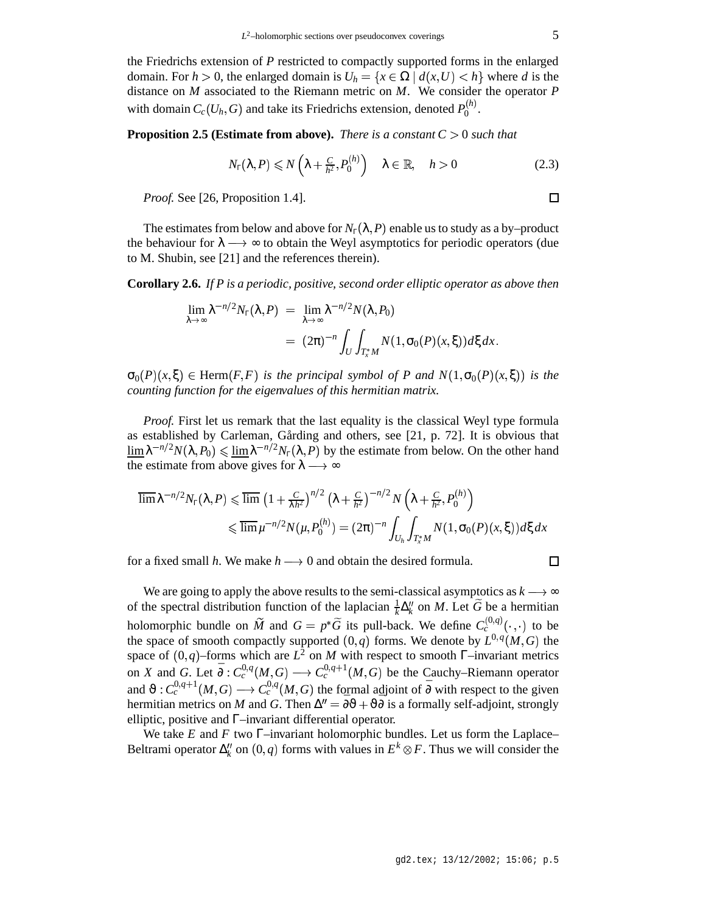the Friedrichs extension of $P$ restricted to compactly supported forms in the enlarged domain. For $h > 0$, the enlarged domain is $U_h = \{x \in \Omega \mid d(x,U) < h\}$ where $d$ is the distance on $M$ associated to the Riemann metric on $M$. We consider the operator $P$ with domain $C_c(U_h, G)$ and take its Friedrichs extension, denoted $P_0^{(h)}$.

**Proposition 2.5 (Estimate from above).** *There is a constant $C > 0$ such that*

$$N_\Gamma(\lambda, P) \leqslant N\left(\lambda + \tfrac{C}{h^2}, P_0^{(h)}\right) \quad \lambda \in \mathbb{R}, \quad h > 0 \tag{2.3}$$

*Proof.* See [26, Proposition 1.4]. $\square$

The estimates from below and above for $N_\Gamma(\lambda, P)$ enable us to study as a by–product the behaviour for $\lambda \longrightarrow \infty$ to obtain the Weyl asymptotics for periodic operators (due to M. Shubin, see [21] and the references therein).

**Corollary 2.6.** *If $P$ is a periodic, positive, second order elliptic operator as above then*

$$\begin{aligned}\lim_{\lambda\to\infty} \lambda^{-n/2} N_\Gamma(\lambda, P) &= \lim_{\lambda\to\infty} \lambda^{-n/2} N(\lambda, P_0) \\ &= (2\pi)^{-n} \int_U \int_{T_x^* M} N(1, \sigma_0(P)(x,\xi)) d\xi\, dx.\end{aligned}$$

*$\sigma_0(P)(x,\xi) \in \mathrm{Herm}(F,F)$ is the principal symbol of $P$ and $N(1, \sigma_0(P)(x,\xi))$ is the counting function for the eigenvalues of this hermitian matrix.*

*Proof.* First let us remark that the last equality is the classical Weyl type formula as established by Carleman, Gårding and others, see [21, p. 72]. It is obvious that $\underline{\lim}\, \lambda^{-n/2} N(\lambda, P_0) \leqslant \underline{\lim}\, \lambda^{-n/2} N_\Gamma(\lambda, P)$ by the estimate from below. On the other hand the estimate from above gives for $\lambda \longrightarrow \infty$

$$\begin{aligned}\overline{\lim}\, \lambda^{-n/2} N_\Gamma(\lambda, P) &\leqslant \overline{\lim}\, \left(1 + \tfrac{C}{\lambda h^2}\right)^{n/2} \left(\lambda + \tfrac{C}{h^2}\right)^{-n/2} N\left(\lambda + \tfrac{C}{h^2}, P_0^{(h)}\right) \\ &\leqslant \overline{\lim}\, \mu^{-n/2} N(\mu, P_0^{(h)}) = (2\pi)^{-n} \int_{U_h} \int_{T_x^* M} N(1, \sigma_0(P)(x,\xi)) d\xi\, dx\end{aligned}$$

for a fixed small $h$. We make $h \longrightarrow 0$ and obtain the desired formula. $\square$

We are going to apply the above results to the semi-classical asymptotics as $k \longrightarrow \infty$ of the spectral distribution function of the laplacian $\frac{1}{k}\Delta_k''$ on $M$. Let $\widetilde{G}$ be a hermitian holomorphic bundle on $\widetilde{M}$ and $G = p^*\widetilde{G}$ its pull-back. We define $C_c^{(0,q)}(\cdot,\cdot)$ to be the space of smooth compactly supported $(0,q)$ forms. We denote by $L^{0,q}(M,G)$ the space of $(0,q)$–forms which are $L^2$ on $M$ with respect to smooth $\Gamma$–invariant metrics on $X$ and $G$. Let $\overline{\partial} : C_c^{0,q}(M,G) \longrightarrow C_c^{0,q+1}(M,G)$ be the Cauchy–Riemann operator and $\vartheta : C_c^{0,q+1}(M,G) \longrightarrow C_c^{0,q}(M,G)$ the formal adjoint of $\overline{\partial}$ with respect to the given hermitian metrics on $M$ and $G$. Then $\Delta'' = \overline{\partial}\vartheta + \vartheta\overline{\partial}$ is a formally self-adjoint, strongly elliptic, positive and $\Gamma$–invariant differential operator.

We take $E$ and $F$ two $\Gamma$–invariant holomorphic bundles. Let us form the Laplace–Beltrami operator $\Delta_k''$ on $(0,q)$ forms with values in $E^k \otimes F$. Thus we will consider the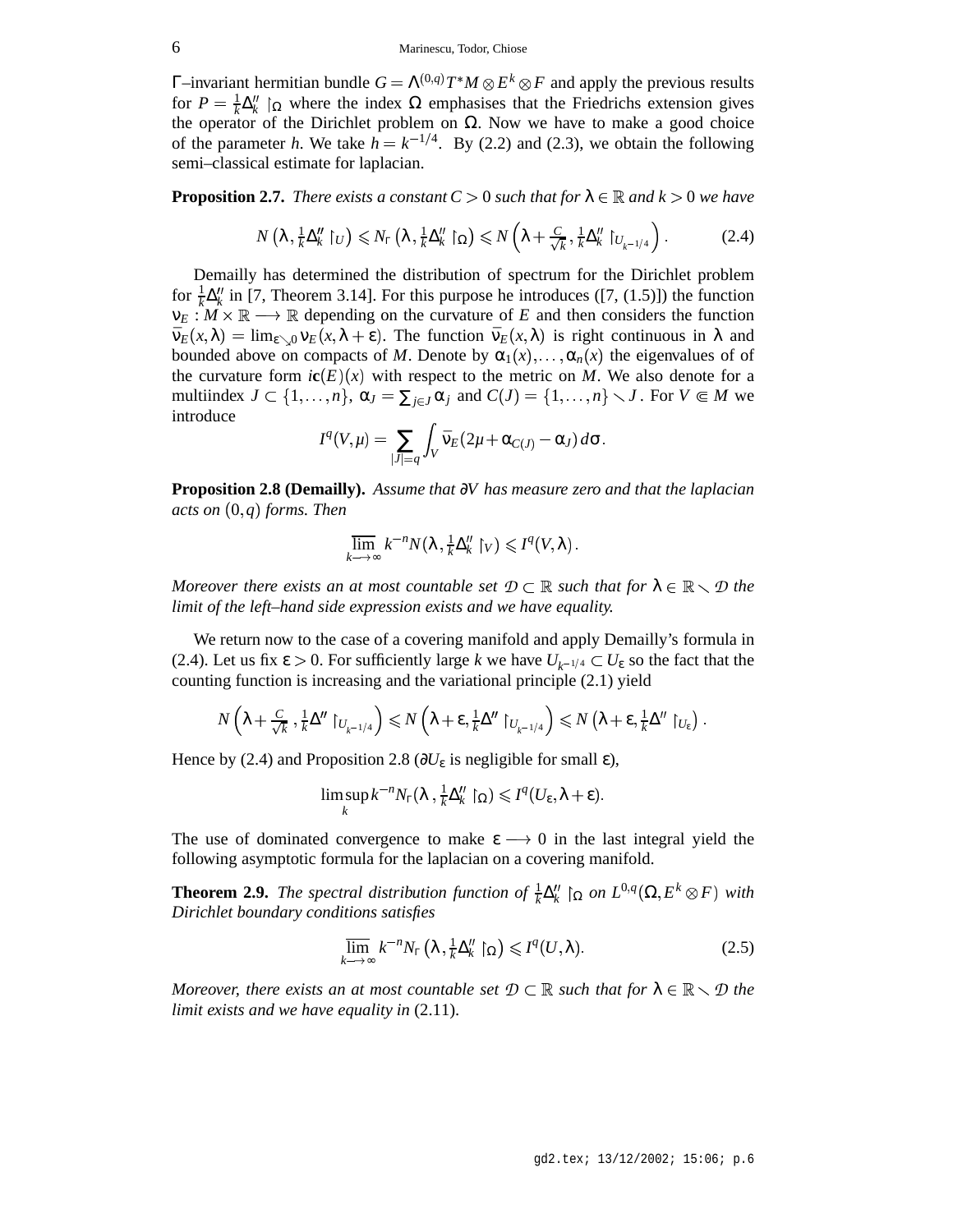$\Gamma$–invariant hermitian bundle $G = \Lambda^{(0,q)}T^*M \otimes E^k \otimes F$ and apply the previous results for $P = \frac{1}{k}\Delta''_k \restriction_\Omega$ where the index $\Omega$ emphasises that the Friedrichs extension gives the operator of the Dirichlet problem on $\Omega$. Now we have to make a good choice of the parameter $h$. We take $h = k^{-1/4}$. By (2.2) and (2.3), we obtain the following semi–classical estimate for laplacian.

**Proposition 2.7.** *There exists a constant $C > 0$ such that for $\lambda \in \mathbb{R}$ and $k > 0$ we have*

$$N\left(\lambda, \tfrac{1}{k}\Delta''_k \restriction_U\right) \leqslant N_\Gamma\left(\lambda, \tfrac{1}{k}\Delta''_k \restriction_\Omega\right) \leqslant N\left(\lambda + \tfrac{C}{\sqrt{k}}, \tfrac{1}{k}\Delta''_k \restriction_{U_{k^{-1/4}}}\right). \tag{2.4}$$

Demailly has determined the distribution of spectrum for the Dirichlet problem for $\frac{1}{k}\Delta''_k$ in [7, Theorem 3.14]. For this purpose he introduces ([7, (1.5)]) the function $\nu_E : M \times \mathbb{R} \longrightarrow \mathbb{R}$ depending on the curvature of $E$ and then considers the function $\bar{\nu}_E(x,\lambda) = \lim_{\varepsilon \searrow 0} \nu_E(x, \lambda + \varepsilon)$. The function $\bar{\nu}_E(x,\lambda)$ is right continuous in $\lambda$ and bounded above on compacts of $M$. Denote by $\alpha_1(x), \ldots, \alpha_n(x)$ the eigenvalues of of the curvature form $i\mathbf{c}(E)(x)$ with respect to the metric on $M$. We also denote for a multiindex $J \subset \{1, \ldots, n\}$, $\alpha_J = \sum_{j \in J} \alpha_j$ and $C(J) = \{1, \ldots, n\} \smallsetminus J$. For $V \Subset M$ we introduce

$$I^q(V, \mu) = \sum_{|J|=q} \int_V \bar{\nu}_E(2\mu + \alpha_{C(J)} - \alpha_J)\, d\sigma.$$

**Proposition 2.8 (Demailly).** *Assume that $\partial V$ has measure zero and that the laplacian acts on $(0,q)$ forms. Then*

$$\varlimsup_{k \longrightarrow \infty} k^{-n} N(\lambda, \tfrac{1}{k}\Delta''_k \restriction_V) \leqslant I^q(V, \lambda).$$

*Moreover there exists an at most countable set $\mathcal{D} \subset \mathbb{R}$ such that for $\lambda \in \mathbb{R} \smallsetminus \mathcal{D}$ the limit of the left–hand side expression exists and we have equality.*

We return now to the case of a covering manifold and apply Demailly's formula in (2.4). Let us fix $\varepsilon > 0$. For sufficiently large $k$ we have $U_{k^{-1/4}} \subset U_\varepsilon$ so the fact that the counting function is increasing and the variational principle (2.1) yield

$$N\left(\lambda + \tfrac{C}{\sqrt{k}}, \tfrac{1}{k}\Delta'' \restriction_{U_{k^{-1/4}}}\right) \leqslant N\left(\lambda + \varepsilon, \tfrac{1}{k}\Delta'' \restriction_{U_{k^{-1/4}}}\right) \leqslant N\left(\lambda + \varepsilon, \tfrac{1}{k}\Delta'' \restriction_{U_\varepsilon}\right).$$

Hence by (2.4) and Proposition 2.8 ($\partial U_\varepsilon$ is negligible for small $\varepsilon$),

$$\limsup_k k^{-n} N_\Gamma(\lambda, \tfrac{1}{k}\Delta''_k \restriction_\Omega) \leqslant I^q(U_\varepsilon, \lambda + \varepsilon).$$

The use of dominated convergence to make $\varepsilon \longrightarrow 0$ in the last integral yield the following asymptotic formula for the laplacian on a covering manifold.

**Theorem 2.9.** *The spectral distribution function of $\frac{1}{k}\Delta''_k \restriction_\Omega$ on $L^{0,q}(\Omega, E^k \otimes F)$ with Dirichlet boundary conditions satisfies*

$$\varlimsup_{k \longrightarrow \infty} k^{-n} N_\Gamma\left(\lambda, \tfrac{1}{k}\Delta''_k \restriction_\Omega\right) \leqslant I^q(U, \lambda). \tag{2.5}$$

*Moreover, there exists an at most countable set $\mathcal{D} \subset \mathbb{R}$ such that for $\lambda \in \mathbb{R} \smallsetminus \mathcal{D}$ the limit exists and we have equality in* (2.11).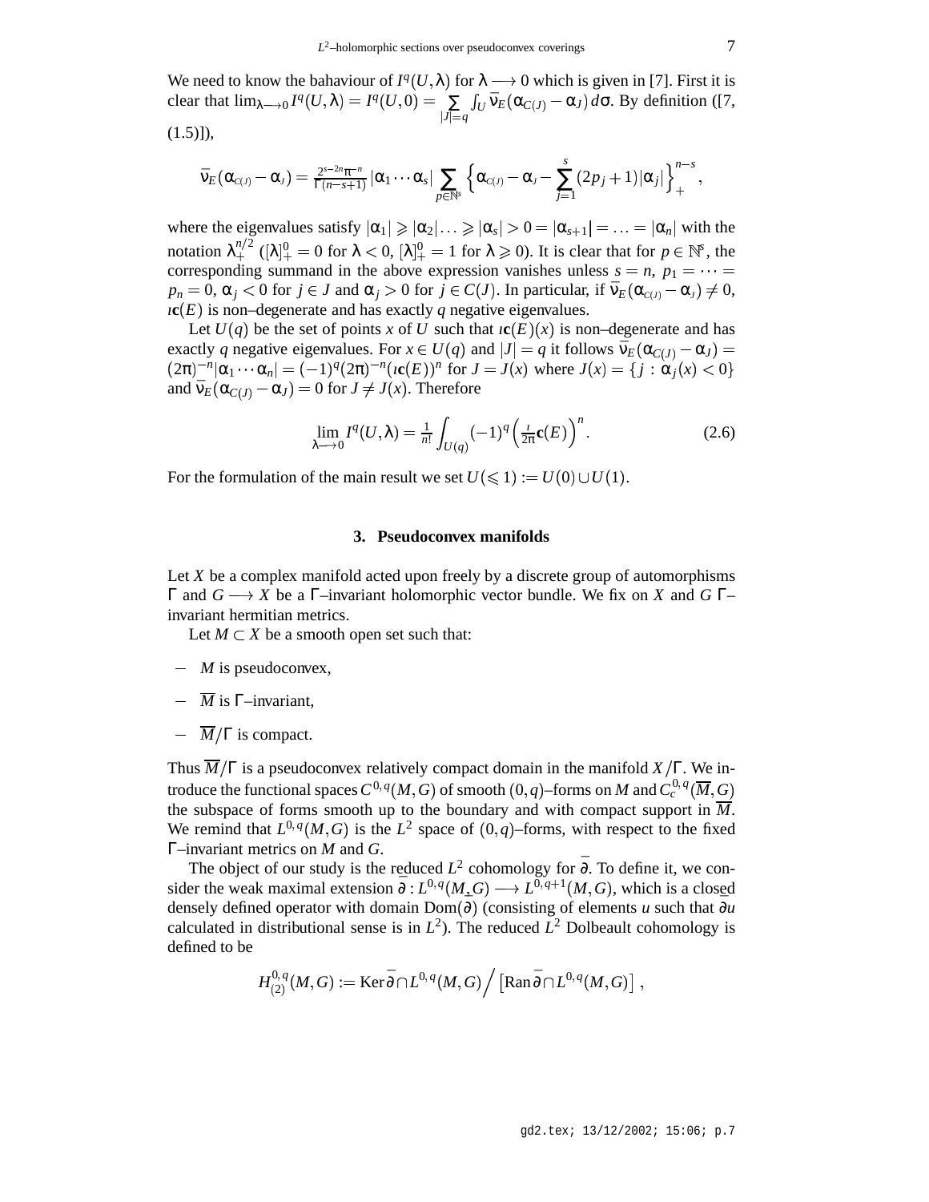We need to know the bahaviour of $I^q(U,\lambda)$ for $\lambda \longrightarrow 0$ which is given in [7]. First it is clear that $\lim_{\lambda\longrightarrow 0} I^q(U,\lambda) = I^q(U,0) = \sum_{|J|=q} \int_U \bar{\nu}_E(\alpha_{C(J)} - \alpha_J)\, d\sigma$. By definition ([7, (1.5)]),

$$\bar{\nu}_E(\alpha_{C(J)} - \alpha_J) = \frac{2^{s-2n}\pi^{-n}}{\Gamma(n-s+1)} |\alpha_1 \cdots \alpha_s| \sum_{p\in\mathbb{N}^s} \Big\{ \alpha_{C(J)} - \alpha_J - \sum_{j=1}^{s} (2p_j+1)|\alpha_j| \Big\}_+^{n-s},$$

where the eigenvalues satisfy $|\alpha_1| \geqslant |\alpha_2| \ldots \geqslant |\alpha_s| > 0 = |\alpha_{s+1}| = \ldots = |\alpha_n|$ with the notation $\lambda_+^{n/2}$ ($[\lambda]_+^0 = 0$ for $\lambda < 0$, $[\lambda]_+^0 = 1$ for $\lambda \geqslant 0$). It is clear that for $p \in \mathbb{N}^s$, the corresponding summand in the above expression vanishes unless $s = n$, $p_1 = \cdots = p_n = 0$, $\alpha_j < 0$ for $j \in J$ and $\alpha_j > 0$ for $j \in C(J)$. In particular, if $\bar{\nu}_E(\alpha_{C(J)} - \alpha_J) \neq 0$, $\imath\mathbf{c}(E)$ is non–degenerate and has exactly $q$ negative eigenvalues.

Let $U(q)$ be the set of points $x$ of $U$ such that $\imath\mathbf{c}(E)(x)$ is non–degenerate and has exactly $q$ negative eigenvalues. For $x \in U(q)$ and $|J| = q$ it follows $\bar{\nu}_E(\alpha_{C(J)} - \alpha_J) = (2\pi)^{-n}|\alpha_1 \cdots \alpha_n| = (-1)^q (2\pi)^{-n} (\imath\mathbf{c}(E))^n$ for $J = J(x)$ where $J(x) = \{ j : \alpha_j(x) < 0\}$ and $\bar{\nu}_E(\alpha_{C(J)} - \alpha_J) = 0$ for $J \neq J(x)$. Therefore

$$\lim_{\lambda\longrightarrow 0} I^q(U,\lambda) = \frac{1}{n!} \int_{U(q)} (-1)^q \Big(\tfrac{\imath}{2\pi}\mathbf{c}(E)\Big)^n. \tag{2.6}$$

For the formulation of the main result we set $U(\leqslant 1) := U(0) \cup U(1)$.

## 3. Pseudoconvex manifolds

Let $X$ be a complex manifold acted upon freely by a discrete group of automorphisms $\Gamma$ and $G \longrightarrow X$ be a $\Gamma$–invariant holomorphic vector bundle. We fix on $X$ and $G$ $\Gamma$–invariant hermitian metrics.

Let $M \subset X$ be a smooth open set such that:

- $M$ is pseudoconvex,
- $\overline{M}$ is $\Gamma$–invariant,
- $\overline{M}/\Gamma$ is compact.

Thus $\overline{M}/\Gamma$ is a pseudoconvex relatively compact domain in the manifold $X/\Gamma$. We introduce the functional spaces $C^{0,q}(M,G)$ of smooth $(0,q)$–forms on $M$ and $C_c^{0,q}(\overline{M},G)$ the subspace of forms smooth up to the boundary and with compact support in $\overline{M}$. We remind that $L^{0,q}(M,G)$ is the $L^2$ space of $(0,q)$–forms, with respect to the fixed $\Gamma$–invariant metrics on $M$ and $G$.

The object of our study is the reduced $L^2$ cohomology for $\bar{\partial}$. To define it, we consider the weak maximal extension $\bar{\partial} : L^{0,q}(M,G) \longrightarrow L^{0,q+1}(M,G)$, which is a closed densely defined operator with domain $\mathrm{Dom}(\bar{\partial})$ (consisting of elements $u$ such that $\bar{\partial}u$ calculated in distributional sense is in $L^2$). The reduced $L^2$ Dolbeault cohomology is defined to be

$$H_{(2)}^{0,q}(M,G) := \mathrm{Ker}\,\bar{\partial} \cap L^{0,q}(M,G) \Big/ \left[\overline{\mathrm{Ran}\,\bar{\partial}} \cap L^{0,q}(M,G)\right],$$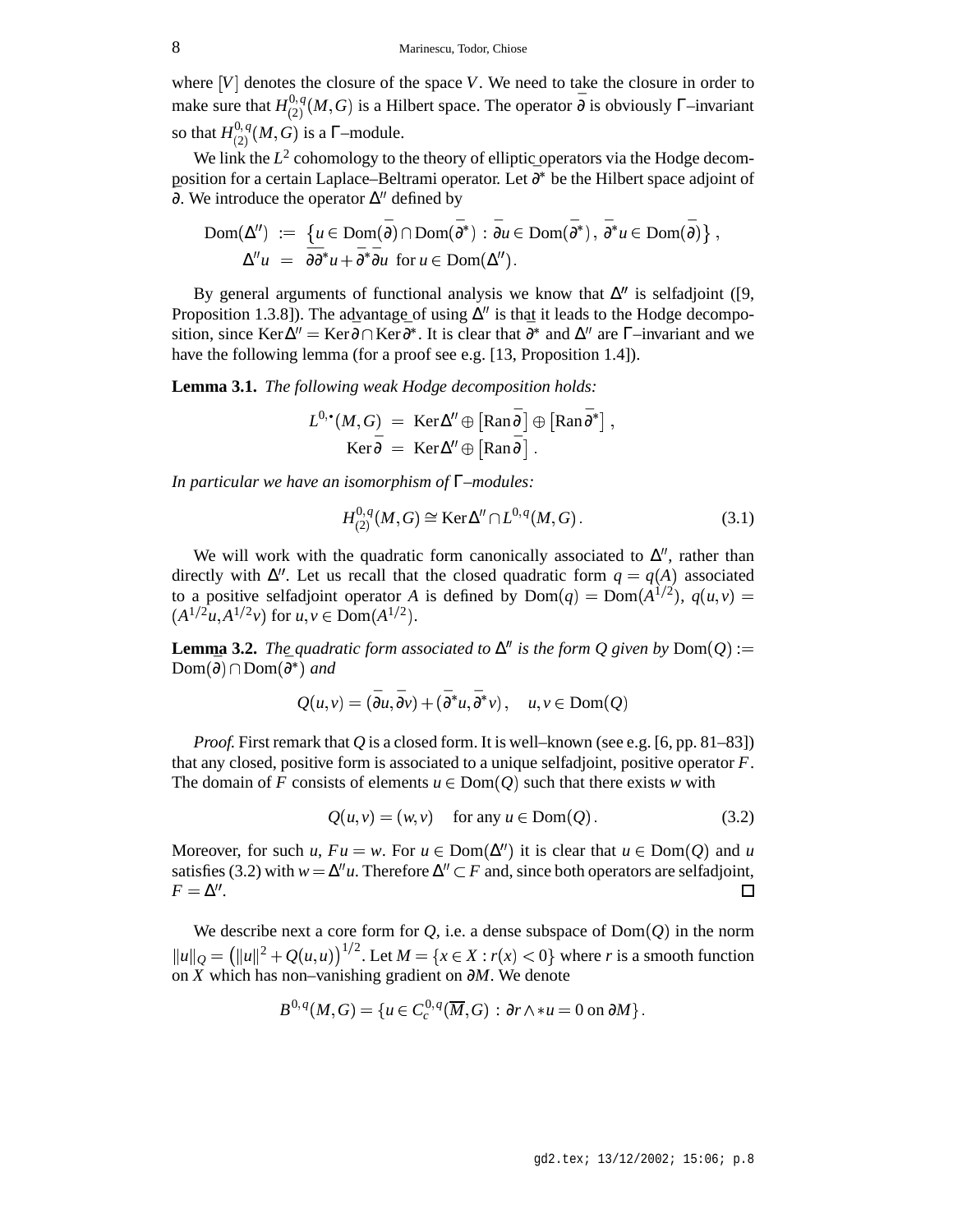where $[V]$ denotes the closure of the space $V$. We need to take the closure in order to make sure that $H^{0,q}_{(2)}(M,G)$ is a Hilbert space. The operator $\overline{\partial}$ is obviously $\Gamma$–invariant so that $H^{0,q}_{(2)}(M,G)$ is a $\Gamma$–module.

We link the $L^2$ cohomology to the theory of elliptic operators via the Hodge decomposition for a certain Laplace–Beltrami operator. Let $\overline{\partial}^*$ be the Hilbert space adjoint of $\overline{\partial}$. We introduce the operator $\Delta''$ defined by

$$
\begin{aligned}
\mathrm{Dom}(\Delta'') &:= \left\{ u \in \mathrm{Dom}(\overline{\partial}) \cap \mathrm{Dom}(\overline{\partial}^*) : \overline{\partial} u \in \mathrm{Dom}(\overline{\partial}^*),\ \overline{\partial}^* u \in \mathrm{Dom}(\overline{\partial}) \right\}, \\
\Delta'' u &= \overline{\partial}\,\overline{\partial}^* u + \overline{\partial}^* \overline{\partial} u \ \text{ for } u \in \mathrm{Dom}(\Delta'').
\end{aligned}
$$

By general arguments of functional analysis we know that $\Delta''$ is selfadjoint ([9, Proposition 1.3.8]). The advantage of using $\Delta''$ is that it leads to the Hodge decomposition, since $\mathrm{Ker}\,\Delta'' = \mathrm{Ker}\,\overline{\partial} \cap \mathrm{Ker}\,\overline{\partial}^*$. It is clear that $\overline{\partial}^*$ and $\Delta''$ are $\Gamma$–invariant and we have the following lemma (for a proof see e.g. [13, Proposition 1.4]).

**Lemma 3.1.** *The following weak Hodge decomposition holds:*

$$
\begin{aligned}
L^{0,\bullet}(M,G) &= \mathrm{Ker}\,\Delta'' \oplus \left[\mathrm{Ran}\,\overline{\partial}\right] \oplus \left[\mathrm{Ran}\,\overline{\partial}^*\right], \\
\mathrm{Ker}\,\overline{\partial} &= \mathrm{Ker}\,\Delta'' \oplus \left[\mathrm{Ran}\,\overline{\partial}\right].
\end{aligned}
$$

*In particular we have an isomorphism of $\Gamma$–modules:*

$$
H^{0,q}_{(2)}(M,G) \cong \mathrm{Ker}\,\Delta'' \cap L^{0,q}(M,G). \tag{3.1}
$$

We will work with the quadratic form canonically associated to $\Delta''$, rather than directly with $\Delta''$. Let us recall that the closed quadratic form $q = q(A)$ associated to a positive selfadjoint operator $A$ is defined by $\mathrm{Dom}(q) = \mathrm{Dom}(A^{1/2})$, $q(u,v) = (A^{1/2}u, A^{1/2}v)$ for $u, v \in \mathrm{Dom}(A^{1/2})$.

**Lemma 3.2.** *The quadratic form associated to $\Delta''$ is the form $Q$ given by* $\mathrm{Dom}(Q) := \mathrm{Dom}(\overline{\partial}) \cap \mathrm{Dom}(\overline{\partial}^*)$ *and*

$$
Q(u,v) = (\overline{\partial} u, \overline{\partial} v) + (\overline{\partial}^* u, \overline{\partial}^* v), \quad u, v \in \mathrm{Dom}(Q)
$$

*Proof.* First remark that $Q$ is a closed form. It is well–known (see e.g. [6, pp. 81–83]) that any closed, positive form is associated to a unique selfadjoint, positive operator $F$. The domain of $F$ consists of elements $u \in \mathrm{Dom}(Q)$ such that there exists $w$ with

$$
Q(u,v) = (w,v) \quad \text{for any } u \in \mathrm{Dom}(Q). \tag{3.2}
$$

Moreover, for such $u$, $Fu = w$. For $u \in \mathrm{Dom}(\Delta'')$ it is clear that $u \in \mathrm{Dom}(Q)$ and $u$ satisfies (3.2) with $w = \Delta'' u$. Therefore $\Delta'' \subset F$ and, since both operators are selfadjoint, $F = \Delta''$. □

We describe next a core form for $Q$, i.e. a dense subspace of $\mathrm{Dom}(Q)$ in the norm $\|u\|_Q = \left(\|u\|^2 + Q(u,u)\right)^{1/2}$. Let $M = \{x \in X : r(x) < 0\}$ where $r$ is a smooth function on $X$ which has non–vanishing gradient on $\partial M$. We denote

$$
B^{0,q}(M,G) = \{u \in C^{0,q}_c(\overline{M}, G) : \partial r \wedge * u = 0 \text{ on } \partial M\}.
$$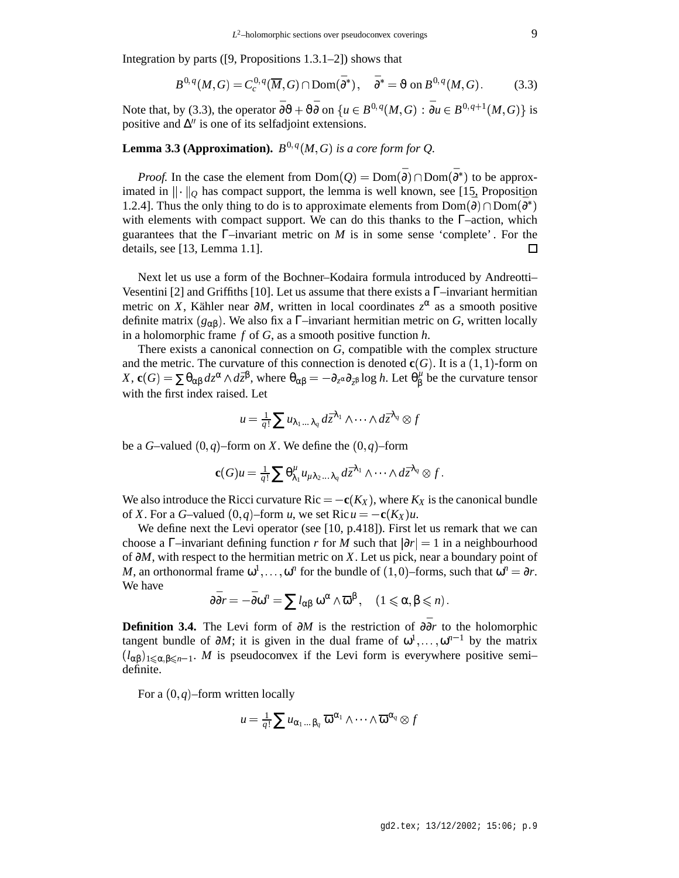Integration by parts ([9, Propositions 1.3.1–2]) shows that

$$B^{0,q}(M,G) = C_c^{0,q}(\overline{M},G) \cap \mathrm{Dom}(\bar{\partial}^*), \quad \bar{\partial}^* = \vartheta \text{ on } B^{0,q}(M,G). \tag{3.3}$$

Note that, by (3.3), the operator $\bar{\partial}\vartheta + \vartheta\bar{\partial}$ on $\{u \in B^{0,q}(M,G) : \bar{\partial}u \in B^{0,q+1}(M,G)\}$ is positive and $\Delta''$ is one of its selfadjoint extensions.

**Lemma 3.3 (Approximation).** *$B^{0,q}(M,G)$ is a core form for $Q$.*

*Proof.* In the case the element from $\mathrm{Dom}(Q) = \mathrm{Dom}(\bar{\partial}) \cap \mathrm{Dom}(\bar{\partial}^*)$ to be approximated in $\|\cdot\|_Q$ has compact support, the lemma is well known, see [15, Proposition 1.2.4]. Thus the only thing to do is to approximate elements from $\mathrm{Dom}(\bar{\partial}) \cap \mathrm{Dom}(\bar{\partial}^*)$ with elements with compact support. We can do this thanks to the $\Gamma$–action, which guarantees that the $\Gamma$–invariant metric on $M$ is in some sense 'complete'. For the details, see [13, Lemma 1.1]. □

Next let us use a form of the Bochner–Kodaira formula introduced by Andreotti–Vesentini [2] and Griffiths [10]. Let us assume that there exists a $\Gamma$–invariant hermitian metric on $X$, Kähler near $\partial M$, written in local coordinates $z^\alpha$ as a smooth positive definite matrix $(g_{\alpha\beta})$. We also fix a $\Gamma$–invariant hermitian metric on $G$, written locally in a holomorphic frame $f$ of $G$, as a smooth positive function $h$.

There exists a canonical connection on $G$, compatible with the complex structure and the metric. The curvature of this connection is denoted $\mathbf{c}(G)$. It is a $(1,1)$-form on $X$, $\mathbf{c}(G) = \sum \theta_{\alpha\beta}\, dz^\alpha \wedge d\bar{z}^\beta$, where $\theta_{\alpha\beta} = -\partial_{z^\alpha}\partial_{\bar{z}^\beta} \log h$. Let $\theta^\mu_\beta$ be the curvature tensor with the first index raised. Let

$$u = \tfrac{1}{q!} \sum u_{\lambda_1 \ldots \lambda_q}\, d\bar{z}^{\lambda_1} \wedge \cdots \wedge d\bar{z}^{\lambda_q} \otimes f$$

be a $G$–valued $(0,q)$–form on $X$. We define the $(0,q)$–form

$$\mathbf{c}(G)u = \tfrac{1}{q!} \sum \theta^\mu_{\lambda_1} u_{\mu\lambda_2 \ldots \lambda_q}\, d\bar{z}^{\lambda_1} \wedge \cdots \wedge d\bar{z}^{\lambda_q} \otimes f\,.$$

We also introduce the Ricci curvature $\mathrm{Ric} = -\mathbf{c}(K_X)$, where $K_X$ is the canonical bundle of $X$. For a $G$–valued $(0,q)$–form $u$, we set $\mathrm{Ric}\, u = -\mathbf{c}(K_X)u$.

We define next the Levi operator (see [10, p.418]). First let us remark that we can choose a $\Gamma$–invariant defining function $r$ for $M$ such that $|\partial r| = 1$ in a neighbourhood of $\partial M$, with respect to the hermitian metric on $X$. Let us pick, near a boundary point of $M$, an orthonormal frame $\omega^1, \ldots, \omega^n$ for the bundle of $(1,0)$–forms, such that $\omega^n = \partial r$. We have

$$\partial\bar{\partial}r = -\bar{\partial}\omega^n = \sum l_{\alpha\beta}\, \omega^\alpha \wedge \overline{\omega}^\beta, \quad (1 \leqslant \alpha, \beta \leqslant n)\,.$$

**Definition 3.4.** The Levi form of $\partial M$ is the restriction of $\partial\bar{\partial}r$ to the holomorphic tangent bundle of $\partial M$; it is given in the dual frame of $\omega^1, \ldots, \omega^{n-1}$ by the matrix $(l_{\alpha\beta})_{1 \leqslant \alpha,\beta \leqslant n-1}$. $M$ is pseudoconvex if the Levi form is everywhere positive semi–definite.

For a $(0,q)$–form written locally

$$u = \tfrac{1}{q!} \sum u_{\alpha_1 \ldots \beta_q}\, \overline{\omega}^{\alpha_1} \wedge \cdots \wedge \overline{\omega}^{\alpha_q} \otimes f$$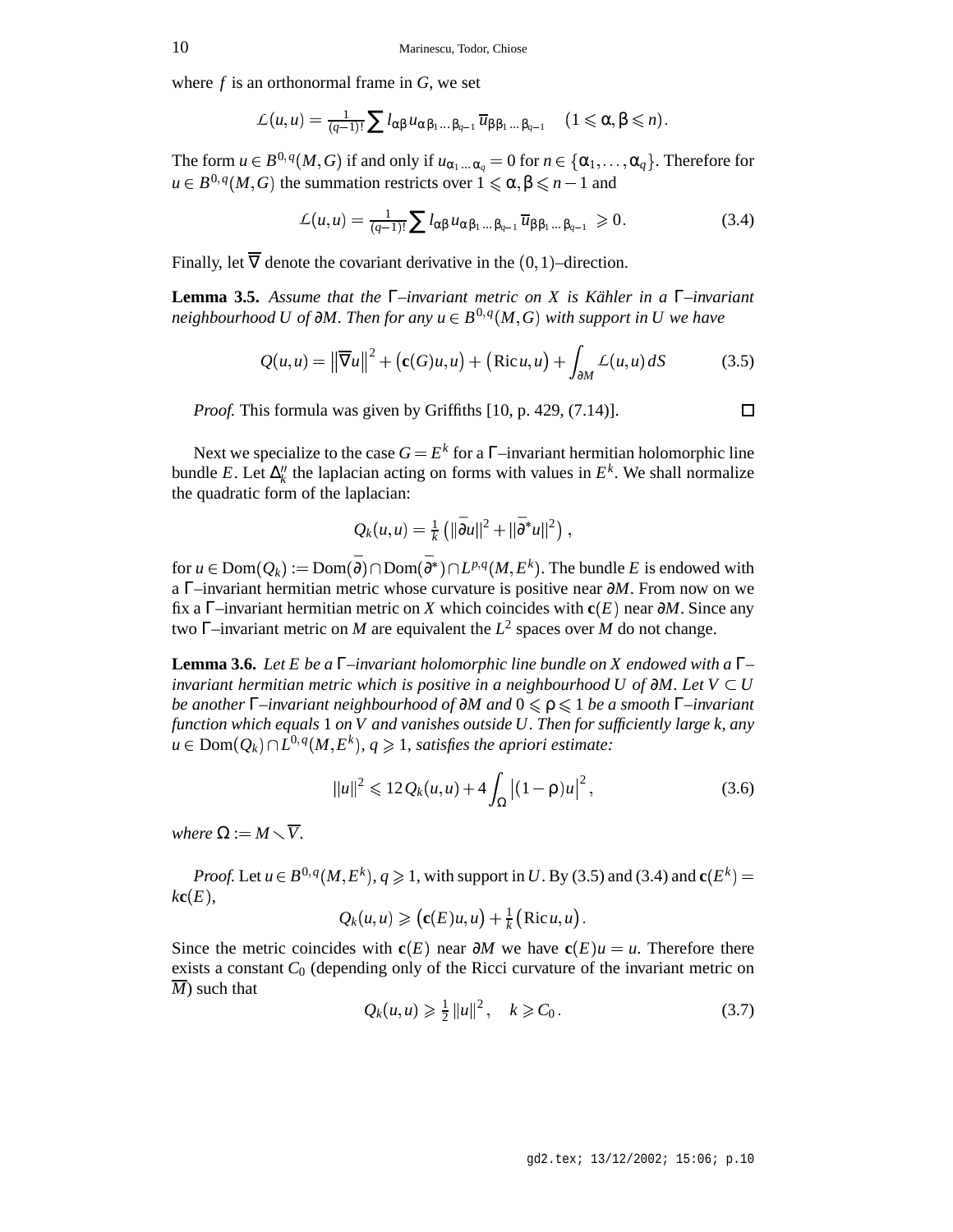where $f$ is an orthonormal frame in $G$, we set

$$\mathcal{L}(u,u) = \frac{1}{(q-1)!} \sum l_{\alpha\beta}\, u_{\alpha\,\beta_1\ldots\beta_{q-1}}\, \overline{u}_{\beta\beta_1\ldots\beta_{q-1}} \quad (1 \leqslant \alpha, \beta \leqslant n).$$

The form $u \in B^{0,q}(M,G)$ if and only if $u_{\alpha_1\ldots\alpha_q} = 0$ for $n \in \{\alpha_1, \ldots, \alpha_q\}$. Therefore for $u \in B^{0,q}(M,G)$ the summation restricts over $1 \leqslant \alpha, \beta \leqslant n-1$ and

$$\mathcal{L}(u,u) = \frac{1}{(q-1)!} \sum l_{\alpha\beta}\, u_{\alpha\,\beta_1\ldots\beta_{q-1}}\, \overline{u}_{\beta\beta_1\ldots\beta_{q-1}} \geqslant 0. \tag{3.4}$$

Finally, let $\overline{\nabla}$ denote the covariant derivative in the $(0,1)$–direction.

**Lemma 3.5.** *Assume that the $\Gamma$–invariant metric on $X$ is Kähler in a $\Gamma$–invariant neighbourhood $U$ of $\partial M$. Then for any $u \in B^{0,q}(M,G)$ with support in $U$ we have*

$$Q(u,u) = \left\|\overline{\nabla} u\right\|^2 + \big(\mathbf{c}(G)u,u\big) + \big(\operatorname{Ric} u,u\big) + \int_{\partial M} \mathcal{L}(u,u)\, dS \tag{3.5}$$

*Proof.* This formula was given by Griffiths [10, p. 429, (7.14)]. □

Next we specialize to the case $G = E^k$ for a $\Gamma$–invariant hermitian holomorphic line bundle $E$. Let $\Delta''_k$ the laplacian acting on forms with values in $E^k$. We shall normalize the quadratic form of the laplacian:

$$Q_k(u,u) = \tfrac{1}{k}\left(\|\overline{\partial} u\|^2 + \|\overline{\partial}^* u\|^2\right),$$

for $u \in \operatorname{Dom}(Q_k) := \operatorname{Dom}(\overline{\partial}) \cap \operatorname{Dom}(\overline{\partial}^*) \cap L^{p,q}(M,E^k)$. The bundle $E$ is endowed with a $\Gamma$–invariant hermitian metric whose curvature is positive near $\partial M$. From now on we fix a $\Gamma$–invariant hermitian metric on $X$ which coincides with $\mathbf{c}(E)$ near $\partial M$. Since any two $\Gamma$–invariant metric on $M$ are equivalent the $L^2$ spaces over $M$ do not change.

**Lemma 3.6.** *Let $E$ be a $\Gamma$–invariant holomorphic line bundle on $X$ endowed with a $\Gamma$–invariant hermitian metric which is positive in a neighbourhood $U$ of $\partial M$. Let $V \subset U$ be another $\Gamma$–invariant neighbourhood of $\partial M$ and $0 \leqslant \rho \leqslant 1$ be a smooth $\Gamma$–invariant function which equals $1$ on $V$ and vanishes outside $U$. Then for sufficiently large $k$, any $u \in \operatorname{Dom}(Q_k) \cap L^{0,q}(M,E^k)$, $q \geqslant 1$, satisfies the apriori estimate:*

$$\|u\|^2 \leqslant 12\, Q_k(u,u) + 4\int_{\Omega} \left|(1-\rho)u\right|^2, \tag{3.6}$$

*where $\Omega := M \smallsetminus \overline{V}$.*

*Proof.* Let $u \in B^{0,q}(M,E^k)$, $q \geqslant 1$, with support in $U$. By (3.5) and (3.4) and $\mathbf{c}(E^k) = k\mathbf{c}(E)$,

$$Q_k(u,u) \geqslant \big(\mathbf{c}(E)u,u\big) + \tfrac{1}{k}\big(\operatorname{Ric} u,u\big).$$

Since the metric coincides with $\mathbf{c}(E)$ near $\partial M$ we have $\mathbf{c}(E)u = u$. Therefore there exists a constant $C_0$ (depending only of the Ricci curvature of the invariant metric on $\overline{M}$) such that

$$Q_k(u,u) \geqslant \tfrac{1}{2}\|u\|^2, \quad k \geqslant C_0. \tag{3.7}$$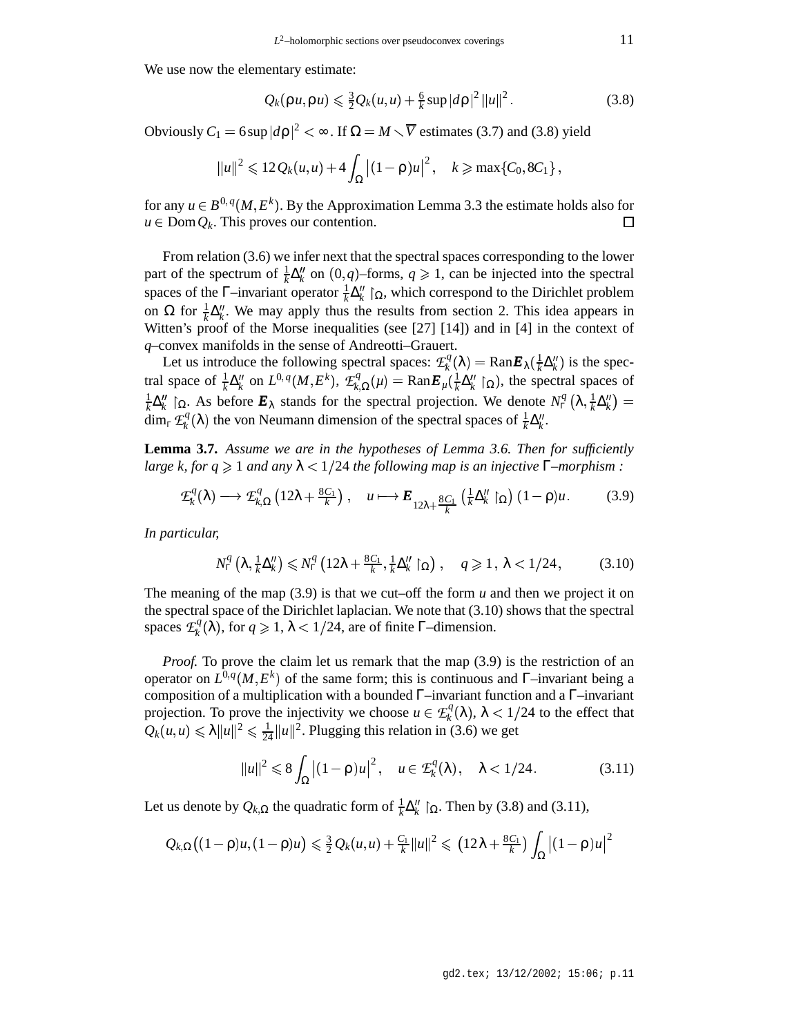We use now the elementary estimate:

$$Q_k(\rho u, \rho u) \leqslant \tfrac{3}{2} Q_k(u,u) + \tfrac{6}{k} \sup |d\rho|^2 \|u\|^2 . \tag{3.8}$$

Obviously $C_1 = 6 \sup |d\rho|^2 < \infty$. If $\Omega = M \smallsetminus \overline{V}$ estimates (3.7) and (3.8) yield

$$\|u\|^2 \leqslant 12\, Q_k(u,u) + 4 \int_\Omega \left|(1-\rho)u\right|^2, \quad k \geqslant \max\{C_0, 8C_1\},$$

for any $u \in B^{0,q}(M, E^k)$. By the Approximation Lemma 3.3 the estimate holds also for $u \in \operatorname{Dom} Q_k$. This proves our contention. $\square$

From relation (3.6) we infer next that the spectral spaces corresponding to the lower part of the spectrum of $\frac{1}{k}\Delta''_k$ on $(0,q)$–forms, $q \geqslant 1$, can be injected into the spectral spaces of the $\Gamma$–invariant operator $\frac{1}{k}\Delta''_k \restriction_\Omega$, which correspond to the Dirichlet problem on $\Omega$ for $\frac{1}{k}\Delta''_k$. We may apply thus the results from section 2. This idea appears in Witten's proof of the Morse inequalities (see [27] [14]) and in [4] in the context of $q$–convex manifolds in the sense of Andreotti–Grauert.

Let us introduce the following spectral spaces: $\mathcal{E}^q_k(\lambda) = \operatorname{Ran} \boldsymbol{E}_\lambda(\frac{1}{k}\Delta''_k)$ is the spectral space of $\frac{1}{k}\Delta''_k$ on $L^{0,q}(M,E^k)$, $\mathcal{E}^q_{k,\Omega}(\mu) = \operatorname{Ran} \boldsymbol{E}_\mu(\frac{1}{k}\Delta''_k \restriction_\Omega)$, the spectral spaces of $\frac{1}{k}\Delta''_k \restriction_\Omega$. As before $\boldsymbol{E}_\lambda$ stands for the spectral projection. We denote $N^q_\Gamma\left(\lambda, \frac{1}{k}\Delta''_k\right) = \dim_\Gamma \mathcal{E}^q_k(\lambda)$ the von Neumann dimension of the spectral spaces of $\frac{1}{k}\Delta''_k$.

**Lemma 3.7.** *Assume we are in the hypotheses of Lemma 3.6. Then for sufficiently large k, for $q \geqslant 1$ and any $\lambda < 1/24$ the following map is an injective $\Gamma$–morphism :*

$$\mathcal{E}^q_k(\lambda) \longrightarrow \mathcal{E}^q_{k,\Omega}\left(12\lambda + \tfrac{8C_1}{k}\right), \quad u \longmapsto \boldsymbol{E}_{12\lambda + \frac{8C_1}{k}}\left(\tfrac{1}{k}\Delta''_k \restriction_\Omega\right)(1-\rho)u. \tag{3.9}$$

*In particular,*

$$N^q_\Gamma\left(\lambda, \tfrac{1}{k}\Delta''_k\right) \leqslant N^q_\Gamma\left(12\lambda + \tfrac{8C_1}{k}, \tfrac{1}{k}\Delta''_k \restriction_\Omega\right), \quad q \geqslant 1,\ \lambda < 1/24, \tag{3.10}$$

The meaning of the map (3.9) is that we cut–off the form $u$ and then we project it on the spectral space of the Dirichlet laplacian. We note that (3.10) shows that the spectral spaces $\mathcal{E}^q_k(\lambda)$, for $q \geqslant 1$, $\lambda < 1/24$, are of finite $\Gamma$–dimension.

*Proof.* To prove the claim let us remark that the map (3.9) is the restriction of an operator on $L^{0,q}(M,E^k)$ of the same form; this is continuous and $\Gamma$–invariant being a composition of a multiplication with a bounded $\Gamma$–invariant function and a $\Gamma$–invariant projection. To prove the injectivity we choose $u \in \mathcal{E}^q_k(\lambda)$, $\lambda < 1/24$ to the effect that $Q_k(u,u) \leqslant \lambda \|u\|^2 \leqslant \frac{1}{24}\|u\|^2$. Plugging this relation in (3.6) we get

$$\|u\|^2 \leqslant 8 \int_\Omega \left|(1-\rho)u\right|^2, \quad u \in \mathcal{E}^q_k(\lambda), \quad \lambda < 1/24. \tag{3.11}$$

Let us denote by $Q_{k,\Omega}$ the quadratic form of $\frac{1}{k}\Delta''_k \restriction_\Omega$. Then by (3.8) and (3.11),

$$Q_{k,\Omega}\big((1-\rho)u, (1-\rho)u\big) \leqslant \tfrac{3}{2} Q_k(u,u) + \tfrac{C_1}{k}\|u\|^2 \leqslant \left(12\lambda + \tfrac{8C_1}{k}\right) \int_\Omega \left|(1-\rho)u\right|^2$$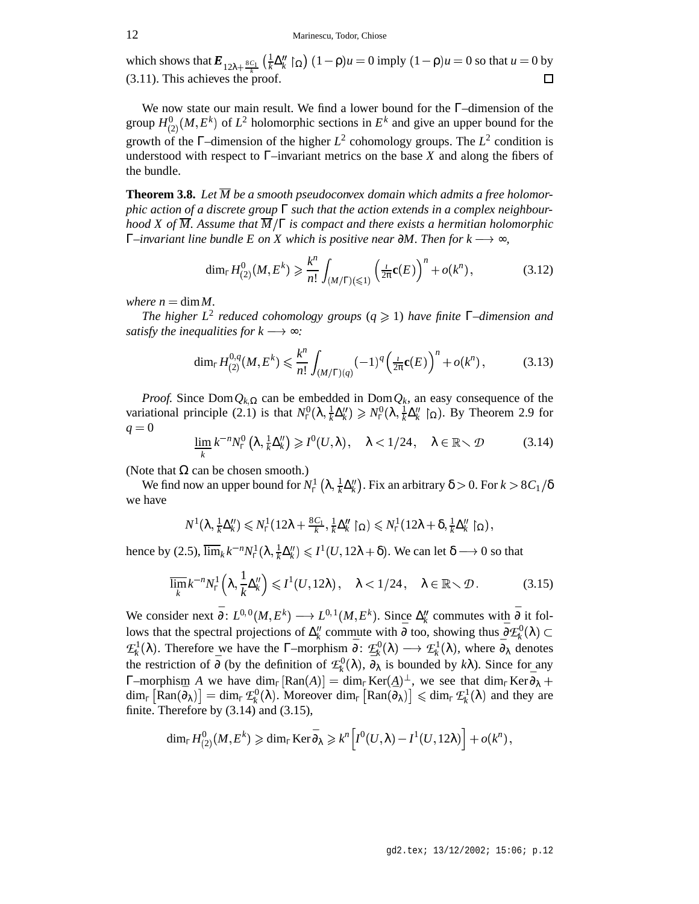which shows that $\boldsymbol{E}_{12\lambda+\frac{8C_1}{k}}\left(\frac{1}{k}\Delta''_k\restriction_\Omega\right)(1-\rho)u=0$ imply $(1-\rho)u=0$ so that $u=0$ by (3.11). This achieves the proof. $\square$

We now state our main result. We find a lower bound for the $\Gamma$–dimension of the group $H^0_{(2)}(M,E^k)$ of $L^2$ holomorphic sections in $E^k$ and give an upper bound for the growth of the $\Gamma$–dimension of the higher $L^2$ cohomology groups. The $L^2$ condition is understood with respect to $\Gamma$–invariant metrics on the base $X$ and along the fibers of the bundle.

**Theorem 3.8.** *Let $\overline{M}$ be a smooth pseudoconvex domain which admits a free holomorphic action of a discrete group $\Gamma$ such that the action extends in a complex neighbourhood $X$ of $\overline{M}$. Assume that $\overline{M}/\Gamma$ is compact and there exists a hermitian holomorphic $\Gamma$–invariant line bundle $E$ on $X$ which is positive near $\partial M$. Then for $k\longrightarrow\infty$,*

$$\dim_\Gamma H^0_{(2)}(M,E^k)\geqslant\frac{k^n}{n!}\int_{(M/\Gamma)(\leqslant 1)}\left(\tfrac{i}{2\pi}\mathbf{c}(E)\right)^n+o(k^n)\,,\tag{3.12}$$

*where $n=\dim M$.*

*The higher $L^2$ reduced cohomology groups ($q\geqslant 1$) have finite $\Gamma$–dimension and satisfy the inequalities for $k\longrightarrow\infty$:*

$$\dim_\Gamma H^{0,q}_{(2)}(M,E^k)\leqslant\frac{k^n}{n!}\int_{(M/\Gamma)(q)}(-1)^q\left(\tfrac{i}{2\pi}\mathbf{c}(E)\right)^n+o(k^n)\,,\tag{3.13}$$

*Proof.* Since $\operatorname{Dom}Q_{k,\Omega}$ can be embedded in $\operatorname{Dom}Q_k$, an easy consequence of the variational principle (2.1) is that $N^0_\Gamma(\lambda,\frac{1}{k}\Delta''_k)\geqslant N^0_\Gamma(\lambda,\frac{1}{k}\Delta''_k\restriction_\Omega)$. By Theorem 2.9 for $q=0$

$$\varliminf_k k^{-n}N^0_\Gamma\left(\lambda,\tfrac{1}{k}\Delta''_k\right)\geqslant I^0(U,\lambda)\,,\quad\lambda<1/24\,,\quad\lambda\in\mathbb{R}\smallsetminus\mathcal{D}\tag{3.14}$$

(Note that $\Omega$ can be chosen smooth.)

We find now an upper bound for $N^1_\Gamma\left(\lambda,\frac{1}{k}\Delta''_k\right)$. Fix an arbitrary $\delta>0$. For $k>8C_1/\delta$ we have

$$N^1(\lambda,\tfrac{1}{k}\Delta''_k)\leqslant N^1_\Gamma(12\lambda+\tfrac{8C_1}{k},\tfrac{1}{k}\Delta''_k\restriction_\Omega)\leqslant N^1_\Gamma(12\lambda+\delta,\tfrac{1}{k}\Delta''_k\restriction_\Omega)\,,$$

hence by (2.5), $\varlimsup_k k^{-n}N^1_\Gamma(\lambda,\frac{1}{k}\Delta''_k)\leqslant I^1(U,12\lambda+\delta)$. We can let $\delta\longrightarrow 0$ so that

$$\varlimsup_k k^{-n}N^1_\Gamma\Big(\lambda,\frac{1}{k}\Delta''_k\Big)\leqslant I^1(U,12\lambda)\,,\quad\lambda<1/24\,,\quad\lambda\in\mathbb{R}\smallsetminus\mathcal{D}\,.\tag{3.15}$$

We consider next $\overline{\partial}\colon L^{0,0}(M,E^k)\longrightarrow L^{0,1}(M,E^k)$. Since $\Delta''_k$ commutes with $\overline{\partial}$ it follows that the spectral projections of $\Delta''_k$ commute with $\overline{\partial}$ too, showing thus $\overline{\partial}\mathcal{E}^0_k(\lambda)\subset\mathcal{E}^1_k(\lambda)$. Therefore we have the $\Gamma$–morphism $\overline{\partial}\colon\mathcal{E}^0_k(\lambda)\longrightarrow\mathcal{E}^1_k(\lambda)$, where $\overline{\partial}_\lambda$ denotes the restriction of $\overline{\partial}$ (by the definition of $\mathcal{E}^0_k(\lambda)$, $\overline{\partial}_\lambda$ is bounded by $k\lambda$). Since for any $\Gamma$–morphism $A$ we have $\dim_\Gamma[\operatorname{Ran}(A)]=\dim_\Gamma\operatorname{Ker}(A)^\perp$, we see that $\dim_\Gamma\operatorname{Ker}\overline{\partial}_\lambda+\dim_\Gamma\left[\operatorname{Ran}(\overline{\partial}_\lambda)\right]=\dim_\Gamma\mathcal{E}^0_k(\lambda)$. Moreover $\dim_\Gamma\left[\operatorname{Ran}(\overline{\partial}_\lambda)\right]\leqslant\dim_\Gamma\mathcal{E}^1_k(\lambda)$ and they are finite. Therefore by (3.14) and (3.15),

$$\dim_\Gamma H^0_{(2)}(M,E^k)\geqslant\dim_\Gamma\operatorname{Ker}\overline{\partial}_\lambda\geqslant k^n\Big[I^0(U,\lambda)-I^1(U,12\lambda)\Big]+o(k^n)\,,$$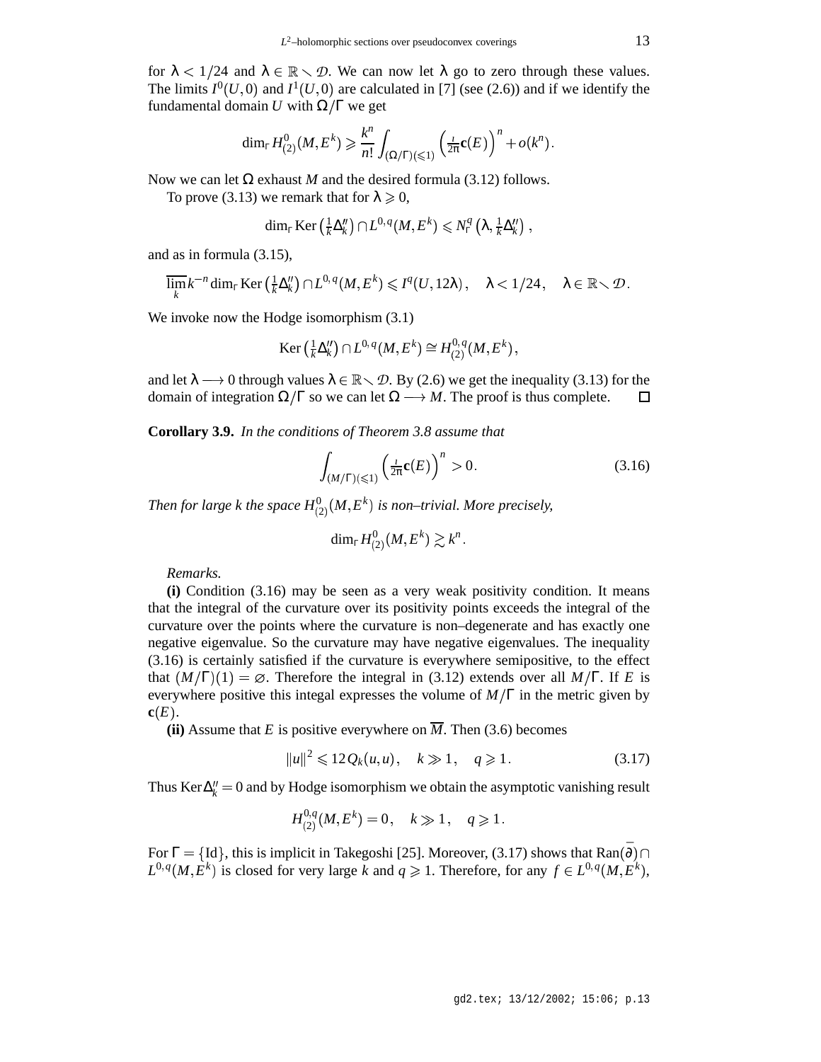for $\lambda < 1/24$ and $\lambda \in \mathbb{R} \setminus \mathcal{D}$. We can now let $\lambda$ go to zero through these values. The limits $I^0(U,0)$ and $I^1(U,0)$ are calculated in [7] (see (2.6)) and if we identify the fundamental domain $U$ with $\Omega/\Gamma$ we get

$$\dim_\Gamma H^0_{(2)}(M,E^k) \geqslant \frac{k^n}{n!}\int_{(\Omega/\Gamma)(\leqslant 1)} \left(\tfrac{i}{2\pi}\mathbf{c}(E)\right)^n + o(k^n).$$

Now we can let $\Omega$ exhaust $M$ and the desired formula (3.12) follows.

To prove (3.13) we remark that for $\lambda \geqslant 0$,

$$\dim_\Gamma \operatorname{Ker}\left(\tfrac{1}{k}\Delta''_k\right) \cap L^{0,q}(M,E^k) \leqslant N^q_\Gamma\left(\lambda, \tfrac{1}{k}\Delta''_k\right),$$

and as in formula (3.15),

$$\overline{\lim_k}\, k^{-n} \dim_\Gamma \operatorname{Ker}\left(\tfrac{1}{k}\Delta''_k\right) \cap L^{0,q}(M,E^k) \leqslant I^q(U,12\lambda), \quad \lambda < 1/24, \quad \lambda \in \mathbb{R} \setminus \mathcal{D}.$$

We invoke now the Hodge isomorphism (3.1)

$$\operatorname{Ker}\left(\tfrac{1}{k}\Delta''_k\right) \cap L^{0,q}(M,E^k) \cong H^{0,q}_{(2)}(M,E^k),$$

and let $\lambda \longrightarrow 0$ through values $\lambda \in \mathbb{R} \setminus \mathcal{D}$. By (2.6) we get the inequality (3.13) for the domain of integration $\Omega/\Gamma$ so we can let $\Omega \longrightarrow M$. The proof is thus complete. $\square$

**Corollary 3.9.** *In the conditions of Theorem 3.8 assume that*

$$\int_{(M/\Gamma)(\leqslant 1)} \left(\tfrac{i}{2\pi}\mathbf{c}(E)\right)^n > 0. \tag{3.16}$$

*Then for large k the space $H^0_{(2)}(M,E^k)$ is non–trivial. More precisely,*

$$\dim_\Gamma H^0_{(2)}(M,E^k) \gtrsim k^n.$$

*Remarks.*

**(i)** Condition (3.16) may be seen as a very weak positivity condition. It means that the integral of the curvature over its positivity points exceeds the integral of the curvature over the points where the curvature is non–degenerate and has exactly one negative eigenvalue. So the curvature may have negative eigenvalues. The inequality (3.16) is certainly satisfied if the curvature is everywhere semipositive, to the effect that $(M/\Gamma)(1) = \varnothing$. Therefore the integral in (3.12) extends over all $M/\Gamma$. If $E$ is everywhere positive this integal expresses the volume of $M/\Gamma$ in the metric given by $\mathbf{c}(E)$.

**(ii)** Assume that $E$ is positive everywhere on $\overline{M}$. Then (3.6) becomes

$$\|u\|^2 \leqslant 12\,Q_k(u,u), \quad k \gg 1, \quad q \geqslant 1. \tag{3.17}$$

Thus $\operatorname{Ker}\Delta''_k = 0$ and by Hodge isomorphism we obtain the asymptotic vanishing result

$$H^{0,q}_{(2)}(M,E^k) = 0, \quad k \gg 1, \quad q \geqslant 1.$$

For $\Gamma = \{\mathrm{Id}\}$, this is implicit in Takegoshi [25]. Moreover, (3.17) shows that $\operatorname{Ran}(\overline{\partial}) \cap L^{0,q}(M,E^k)$ is closed for very large $k$ and $q \geqslant 1$. Therefore, for any $f \in L^{0,q}(M,E^k)$,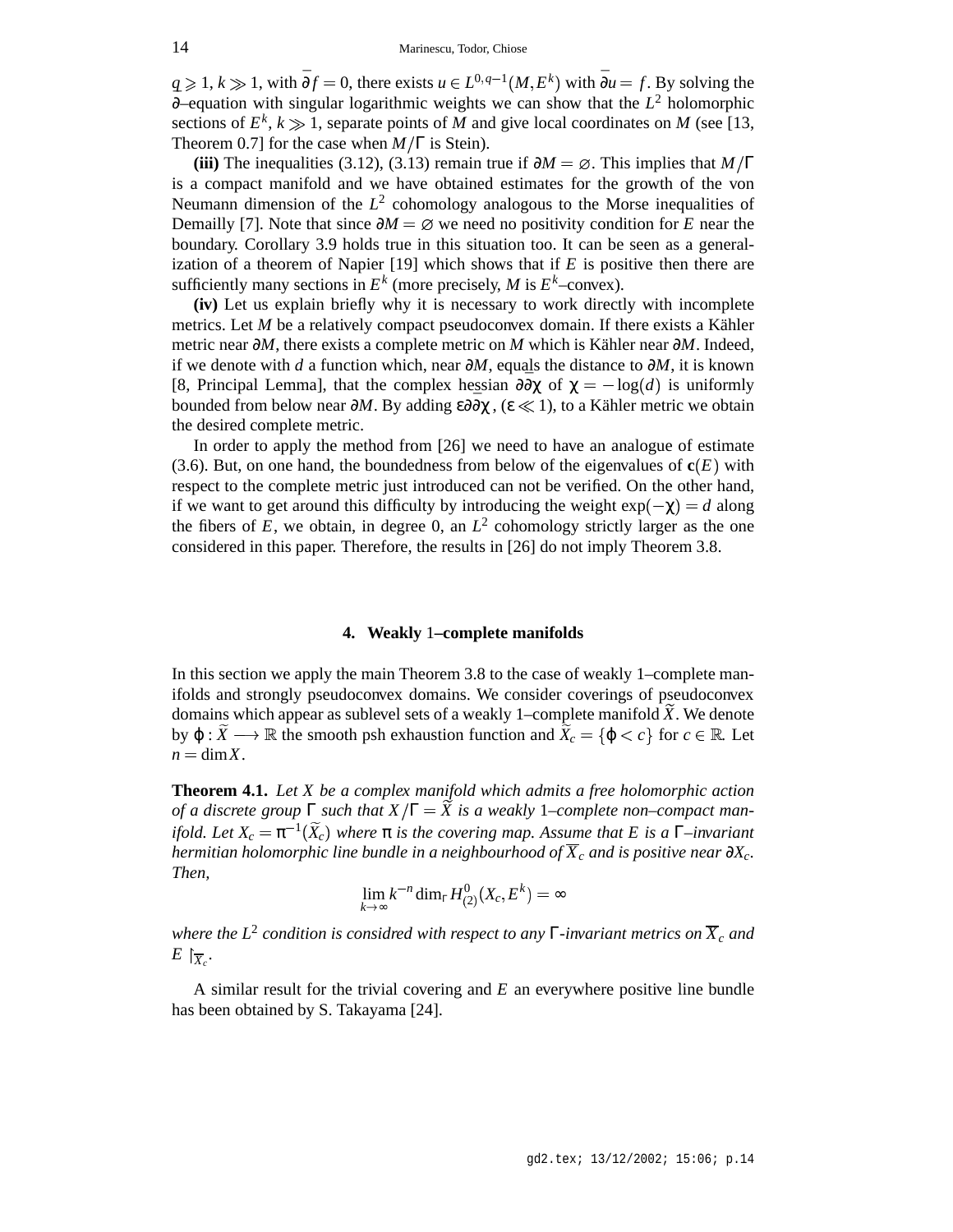$q \geqslant 1$, $k \gg 1$, with $\overline{\partial} f = 0$, there exists $u \in L^{0,q-1}(M, E^k)$ with $\overline{\partial} u = f$. By solving the $\overline{\partial}$–equation with singular logarithmic weights we can show that the $L^2$ holomorphic sections of $E^k$, $k \gg 1$, separate points of $M$ and give local coordinates on $M$ (see [13, Theorem 0.7] for the case when $M/\Gamma$ is Stein).

**(iii)** The inequalities (3.12), (3.13) remain true if $\partial M = \varnothing$. This implies that $M/\Gamma$ is a compact manifold and we have obtained estimates for the growth of the von Neumann dimension of the $L^2$ cohomology analogous to the Morse inequalities of Demailly [7]. Note that since $\partial M = \varnothing$ we need no positivity condition for $E$ near the boundary. Corollary 3.9 holds true in this situation too. It can be seen as a generalization of a theorem of Napier [19] which shows that if $E$ is positive then there are sufficiently many sections in $E^k$ (more precisely, $M$ is $E^k$–convex).

**(iv)** Let us explain briefly why it is necessary to work directly with incomplete metrics. Let $M$ be a relatively compact pseudoconvex domain. If there exists a Kähler metric near $\partial M$, there exists a complete metric on $M$ which is Kähler near $\partial M$. Indeed, if we denote with $d$ a function which, near $\partial M$, equals the distance to $\partial M$, it is known [8, Principal Lemma], that the complex hessian $\partial\overline{\partial}\chi$ of $\chi = -\log(d)$ is uniformly bounded from below near $\partial M$. By adding $\varepsilon\partial\overline{\partial}\chi$, ($\varepsilon \ll 1$), to a Kähler metric we obtain the desired complete metric.

In order to apply the method from [26] we need to have an analogue of estimate (3.6). But, on one hand, the boundedness from below of the eigenvalues of $\mathbf{c}(E)$ with respect to the complete metric just introduced can not be verified. On the other hand, if we want to get around this difficulty by introducing the weight $\exp(-\chi) = d$ along the fibers of $E$, we obtain, in degree 0, an $L^2$ cohomology strictly larger as the one considered in this paper. Therefore, the results in [26] do not imply Theorem 3.8.

## 4. Weakly 1–complete manifolds

In this section we apply the main Theorem 3.8 to the case of weakly 1–complete manifolds and strongly pseudoconvex domains. We consider coverings of pseudoconvex domains which appear as sublevel sets of a weakly 1–complete manifold $\widetilde{X}$. We denote by $\varphi : \widetilde{X} \longrightarrow \mathbb{R}$ the smooth psh exhaustion function and $\widetilde{X}_c = \{\varphi < c\}$ for $c \in \mathbb{R}$. Let $n = \dim X$.

**Theorem 4.1.** *Let $X$ be a complex manifold which admits a free holomorphic action of a discrete group $\Gamma$ such that $X/\Gamma = \widetilde{X}$ is a weakly 1–complete non–compact manifold. Let $X_c = \pi^{-1}(\widetilde{X}_c)$ where $\pi$ is the covering map. Assume that $E$ is a $\Gamma$–invariant hermitian holomorphic line bundle in a neighbourhood of $\overline{X}_c$ and is positive near $\partial X_c$. Then,*

$$\lim_{k\to\infty} k^{-n} \dim_\Gamma H^0_{(2)}(X_c, E^k) = \infty$$

*where the $L^2$ condition is considred with respect to any $\Gamma$-invariant metrics on $\overline{X}_c$ and $E \restriction_{\overline{X}_c}$.*

A similar result for the trivial covering and $E$ an everywhere positive line bundle has been obtained by S. Takayama [24].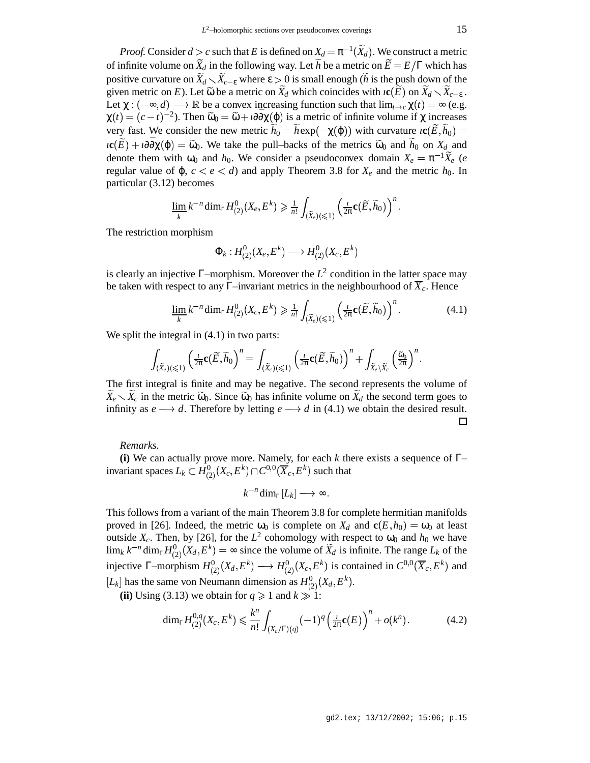*Proof.* Consider $d > c$ such that $E$ is defined on $X_d = \pi^{-1}(\widetilde{X}_d)$. We construct a metric of infinite volume on $\widetilde{X}_d$ in the following way. Let $\widetilde{h}$ be a metric on $\widetilde{E} = E/\Gamma$ which has positive curvature on $\widetilde{X}_d \smallsetminus \widetilde{X}_{c-\varepsilon}$ where $\varepsilon > 0$ is small enough ($\widetilde{h}$ is the push down of the given metric on $E$). Let $\widetilde{\omega}$ be a metric on $\widetilde{X}_d$ which coincides with $\imath\mathbf{c}(\widetilde{E})$ on $\widetilde{X}_d \smallsetminus \widetilde{X}_{c-\varepsilon}$. Let $\chi : (-\infty, d) \longrightarrow \mathbb{R}$ be a convex increasing function such that $\lim_{t\to c}\chi(t) = \infty$ (e.g. $\chi(t) = (c-t)^{-2}$). Then $\widetilde{\omega}_0 = \widetilde{\omega} + \imath\partial\overline{\partial}\chi(\varphi)$ is a metric of infinite volume if $\chi$ increases very fast. We consider the new metric $\widetilde{h}_0 = \widetilde{h}\exp(-\chi(\varphi))$ with curvature $\imath\mathbf{c}(\widetilde{E}, \widetilde{h}_0) = \imath\mathbf{c}(\widetilde{E}) + \imath\partial\overline{\partial}\chi(\varphi) = \widetilde{\omega}_0$. We take the pull–backs of the metrics $\widetilde{\omega}_0$ and $\widetilde{h}_0$ on $X_d$ and denote them with $\omega_0$ and $h_0$. We consider a pseudoconvex domain $X_e = \pi^{-1}\widetilde{X}_e$ ($e$ regular value of $\varphi$, $c < e < d$) and apply Theorem 3.8 for $X_e$ and the metric $h_0$. In particular (3.12) becomes

$$\varliminf_{k} k^{-n} \dim_\Gamma H^0_{(2)}(X_e, E^k) \geqslant \frac{1}{n!}\int_{(\widetilde{X}_e)(\leqslant 1)} \left(\tfrac{\imath}{2\pi}\mathbf{c}(\widetilde{E}, \widetilde{h}_0)\right)^n.$$

The restriction morphism

$$\Phi_k : H^0_{(2)}(X_e, E^k) \longrightarrow H^0_{(2)}(X_c, E^k)$$

is clearly an injective $\Gamma$–morphism. Moreover the $L^2$ condition in the latter space may be taken with respect to any $\Gamma$–invariant metrics in the neighbourhood of $\overline{X}_c$. Hence

$$\varliminf_{k} k^{-n} \dim_\Gamma H^0_{(2)}(X_c, E^k) \geqslant \frac{1}{n!}\int_{(\widetilde{X}_e)(\leqslant 1)} \left(\tfrac{\imath}{2\pi}\mathbf{c}(\widetilde{E}, \widetilde{h}_0)\right)^n. \tag{4.1}$$

We split the integral in (4.1) in two parts:

$$\int_{(\widetilde{X}_e)(\leqslant 1)} \left(\tfrac{\imath}{2\pi}\mathbf{c}(\widetilde{E}, \widetilde{h}_0)\right)^n = \int_{(\widetilde{X}_c)(\leqslant 1)} \left(\tfrac{\imath}{2\pi}\mathbf{c}(\widetilde{E}, \widetilde{h}_0)\right)^n + \int_{\widetilde{X}_e \setminus \widetilde{X}_c} \left(\tfrac{\widetilde{\omega}_0}{2\pi}\right)^n.$$

The first integral is finite and may be negative. The second represents the volume of $\widetilde{X}_e \smallsetminus \widetilde{X}_c$ in the metric $\widetilde{\omega}_0$. Since $\widetilde{\omega}_0$ has infinite volume on $\widetilde{X}_d$ the second term goes to infinity as $e \longrightarrow d$. Therefore by letting $e \longrightarrow d$ in (4.1) we obtain the desired result. □

*Remarks.*

**(i)** We can actually prove more. Namely, for each $k$ there exists a sequence of $\Gamma$–invariant spaces $L_k \subset H^0_{(2)}(X_c, E^k) \cap C^{0,0}(\overline{X}_c, E^k)$ such that

$$k^{-n} \dim_\Gamma [L_k] \longrightarrow \infty.$$

This follows from a variant of the main Theorem 3.8 for complete hermitian manifolds proved in [26]. Indeed, the metric $\omega_0$ is complete on $X_d$ and $\mathbf{c}(E, h_0) = \omega_0$ at least outside $X_c$. Then, by [26], for the $L^2$ cohomology with respect to $\omega_0$ and $h_0$ we have $\lim_k k^{-n}\dim_\Gamma H^0_{(2)}(X_d, E^k) = \infty$ since the volume of $\widetilde{X}_d$ is infinite. The range $L_k$ of the injective $\Gamma$–morphism $H^0_{(2)}(X_d, E^k) \longrightarrow H^0_{(2)}(X_c, E^k)$ is contained in $C^{0,0}(\overline{X}_c, E^k)$ and $[L_k]$ has the same von Neumann dimension as $H^0_{(2)}(X_d, E^k)$.

**(ii)** Using (3.13) we obtain for $q \geqslant 1$ and $k \gg 1$:

$$\dim_\Gamma H^{0,q}_{(2)}(X_c, E^k) \leqslant \frac{k^n}{n!}\int_{(X_c/\Gamma)(q)} (-1)^q \left(\tfrac{\imath}{2\pi}\mathbf{c}(E)\right)^n + o(k^n). \tag{4.2}$$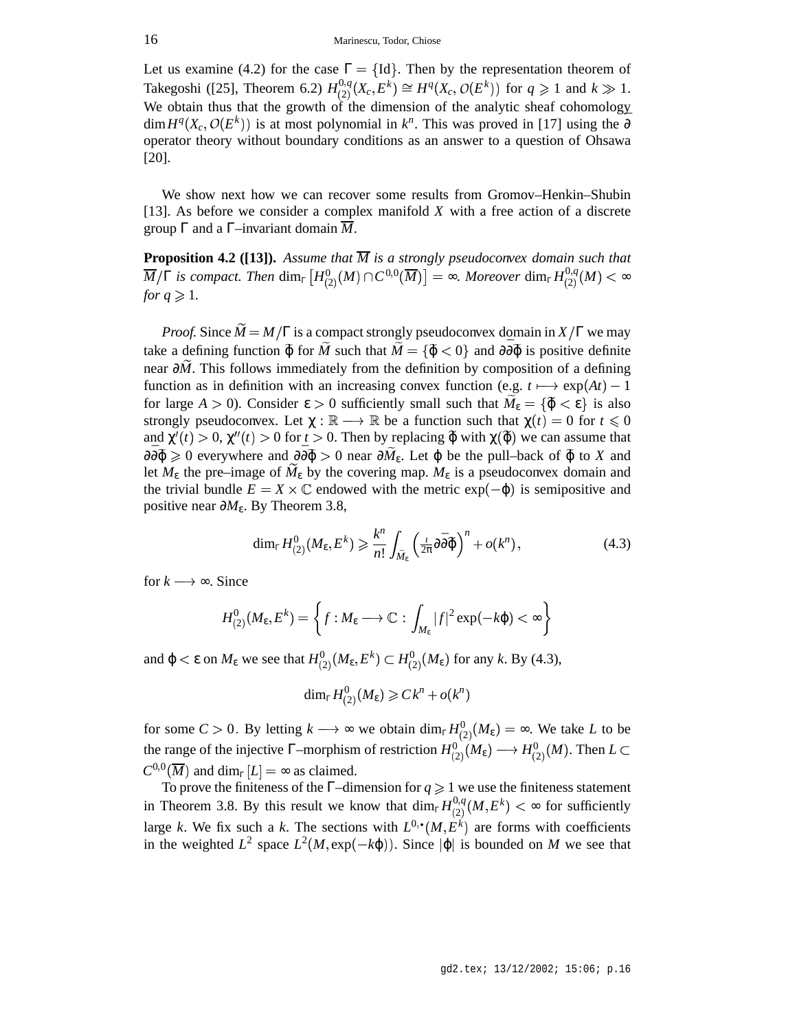Let us examine (4.2) for the case $\Gamma = \{\mathrm{Id}\}$. Then by the representation theorem of Takegoshi ([25], Theorem 6.2) $H^{0,q}_{(2)}(X_c, E^k) \cong H^q(X_c, \mathcal{O}(E^k))$ for $q \geqslant 1$ and $k \gg 1$. We obtain thus that the growth of the dimension of the analytic sheaf cohomology $\dim H^q(X_c, \mathcal{O}(E^k))$ is at most polynomial in $k^n$. This was proved in [17] using the $\overline{\partial}$ operator theory without boundary conditions as an answer to a question of Ohsawa [20].

We show next how we can recover some results from Gromov–Henkin–Shubin [13]. As before we consider a complex manifold $X$ with a free action of a discrete group $\Gamma$ and a $\Gamma$–invariant domain $\overline{M}$.

**Proposition 4.2 ([13]).** *Assume that $\overline{M}$ is a strongly pseudoconvex domain such that $\overline{M}/\Gamma$ is compact. Then* $\dim_\Gamma \left[H^0_{(2)}(M) \cap C^{0,0}(\overline{M})\right] = \infty$. *Moreover* $\dim_\Gamma H^{0,q}_{(2)}(M) < \infty$ *for $q \geqslant 1$.*

*Proof.* Since $\widetilde{M} = M/\Gamma$ is a compact strongly pseudoconvex domain in $X/\Gamma$ we may take a defining function $\tilde{\varphi}$ for $\widetilde{M}$ such that $\widetilde{M} = \{\tilde{\varphi} < 0\}$ and $\partial\overline{\partial}\tilde{\varphi}$ is positive definite near $\partial\widetilde{M}$. This follows immediately from the definition by composition of a defining function as in definition with an increasing convex function (e.g. $t \longmapsto \exp(At) - 1$ for large $A > 0$). Consider $\varepsilon > 0$ sufficiently small such that $\widetilde{M}_\varepsilon = \{\tilde{\varphi} < \varepsilon\}$ is also strongly pseudoconvex. Let $\chi : \mathbb{R} \longrightarrow \mathbb{R}$ be a function such that $\chi(t) = 0$ for $t \leqslant 0$ and $\chi'(t) > 0$, $\chi''(t) > 0$ for $t > 0$. Then by replacing $\tilde{\varphi}$ with $\chi(\tilde{\varphi})$ we can assume that $\partial\overline{\partial}\tilde{\varphi} \geqslant 0$ everywhere and $\partial\overline{\partial}\tilde{\varphi} > 0$ near $\partial\widetilde{M}_\varepsilon$. Let $\varphi$ be the pull–back of $\tilde{\varphi}$ to $X$ and let $M_\varepsilon$ the pre–image of $\widetilde{M}_\varepsilon$ by the covering map. $M_\varepsilon$ is a pseudoconvex domain and the trivial bundle $E = X \times \mathbb{C}$ endowed with the metric $\exp(-\varphi)$ is semipositive and positive near $\partial M_\varepsilon$. By Theorem 3.8,

$$\dim_\Gamma H^0_{(2)}(M_\varepsilon, E^k) \geqslant \frac{k^n}{n!} \int_{\widetilde{M}_\varepsilon} \left(\tfrac{i}{2\pi}\partial\overline{\partial}\tilde{\varphi}\right)^n + o(k^n), \tag{4.3}$$

for $k \longrightarrow \infty$. Since

$$H^0_{(2)}(M_\varepsilon, E^k) = \left\{ f : M_\varepsilon \longrightarrow \mathbb{C} \,:\, \int_{M_\varepsilon} |f|^2 \exp(-k\varphi) < \infty \right\}$$

and $\varphi < \varepsilon$ on $M_\varepsilon$ we see that $H^0_{(2)}(M_\varepsilon, E^k) \subset H^0_{(2)}(M_\varepsilon)$ for any $k$. By (4.3),

$$\dim_\Gamma H^0_{(2)}(M_\varepsilon) \geqslant C k^n + o(k^n)$$

for some $C > 0$. By letting $k \longrightarrow \infty$ we obtain $\dim_\Gamma H^0_{(2)}(M_\varepsilon) = \infty$. We take $L$ to be the range of the injective $\Gamma$–morphism of restriction $H^0_{(2)}(M_\varepsilon) \longrightarrow H^0_{(2)}(M)$. Then $L \subset C^{0,0}(\overline{M})$ and $\dim_\Gamma [L] = \infty$ as claimed.

To prove the finiteness of the $\Gamma$–dimension for $q \geqslant 1$ we use the finiteness statement in Theorem 3.8. By this result we know that $\dim_\Gamma H^{0,q}_{(2)}(M, E^k) < \infty$ for sufficiently large $k$. We fix such a $k$. The sections with $L^{0,\bullet}(M, E^k)$ are forms with coefficients in the weighted $L^2$ space $L^2(M, \exp(-k\varphi))$. Since $|\varphi|$ is bounded on $M$ we see that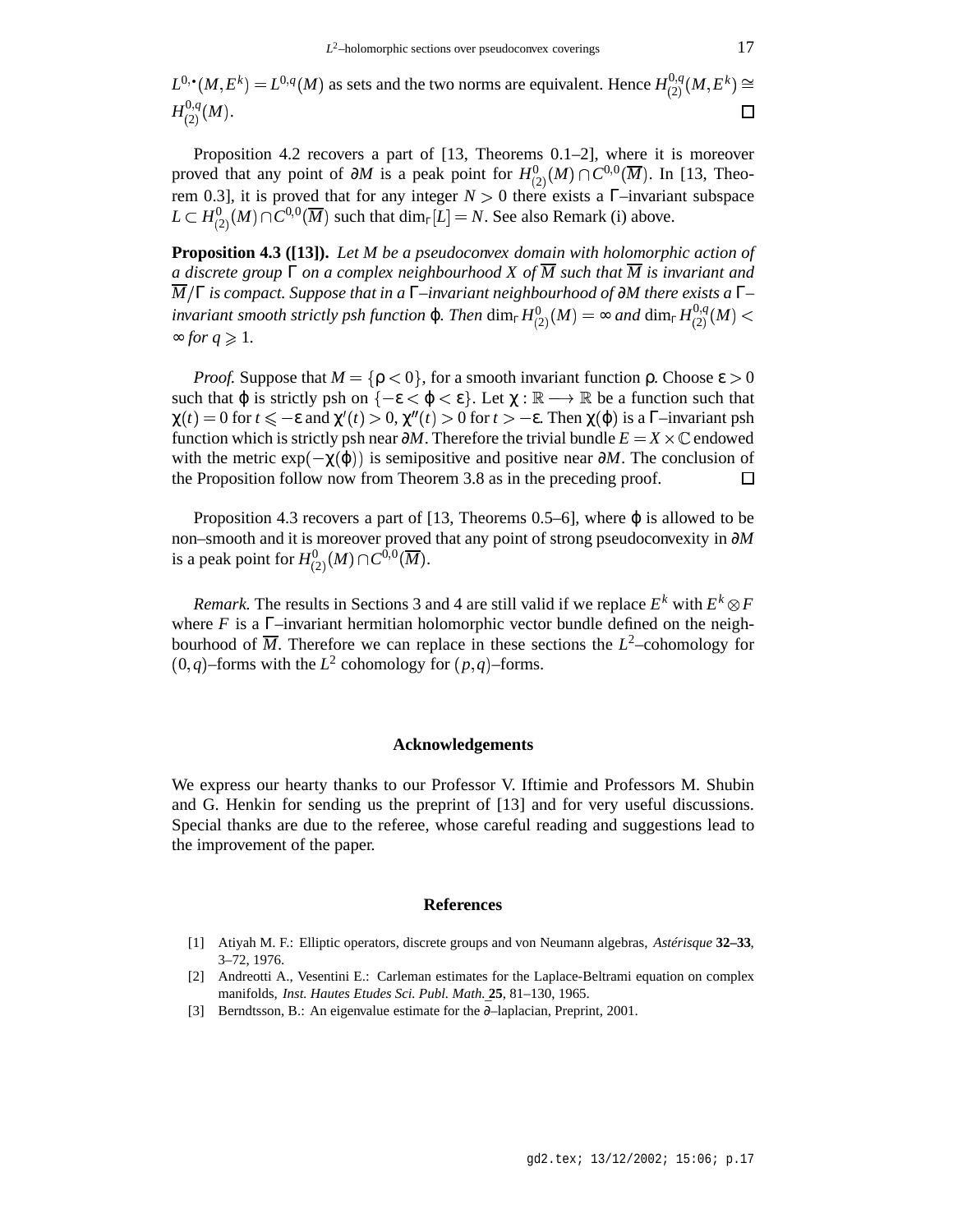$L^{0,\bullet}(M, E^k) = L^{0,q}(M)$ as sets and the two norms are equivalent. Hence $H^{0,q}_{(2)}(M, E^k) \cong H^{0,q}_{(2)}(M)$. □

Proposition 4.2 recovers a part of [13, Theorems 0.1–2], where it is moreover proved that any point of $\partial M$ is a peak point for $H^0_{(2)}(M) \cap C^{0,0}(\overline{M})$. In [13, Theorem 0.3], it is proved that for any integer $N > 0$ there exists a $\Gamma$–invariant subspace $L \subset H^0_{(2)}(M) \cap C^{0,0}(\overline{M})$ such that $\dim_\Gamma[L] = N$. See also Remark (i) above.

**Proposition 4.3 ([13]).** *Let $M$ be a pseudoconvex domain with holomorphic action of a discrete group $\Gamma$ on a complex neighbourhood $X$ of $\overline{M}$ such that $\overline{M}$ is invariant and $\overline{M}/\Gamma$ is compact. Suppose that in a $\Gamma$–invariant neighbourhood of $\partial M$ there exists a $\Gamma$–invariant smooth strictly psh function $\varphi$. Then $\dim_\Gamma H^0_{(2)}(M) = \infty$ and $\dim_\Gamma H^{0,q}_{(2)}(M) < \infty$ for $q \geqslant 1$.*

*Proof.* Suppose that $M = \{\rho < 0\}$, for a smooth invariant function $\rho$. Choose $\varepsilon > 0$ such that $\varphi$ is strictly psh on $\{-\varepsilon < \varphi < \varepsilon\}$. Let $\chi : \mathbb{R} \longrightarrow \mathbb{R}$ be a function such that $\chi(t) = 0$ for $t \leqslant -\varepsilon$ and $\chi'(t) > 0$, $\chi''(t) > 0$ for $t > -\varepsilon$. Then $\chi(\varphi)$ is a $\Gamma$–invariant psh function which is strictly psh near $\partial M$. Therefore the trivial bundle $E = X \times \mathbb{C}$ endowed with the metric $\exp(-\chi(\varphi))$ is semipositive and positive near $\partial M$. The conclusion of the Proposition follow now from Theorem 3.8 as in the preceding proof. □

Proposition 4.3 recovers a part of [13, Theorems 0.5–6], where $\varphi$ is allowed to be non–smooth and it is moreover proved that any point of strong pseudoconvexity in $\partial M$ is a peak point for $H^0_{(2)}(M) \cap C^{0,0}(\overline{M})$.

*Remark.* The results in Sections 3 and 4 are still valid if we replace $E^k$ with $E^k \otimes F$ where $F$ is a $\Gamma$–invariant hermitian holomorphic vector bundle defined on the neighbourhood of $\overline{M}$. Therefore we can replace in these sections the $L^2$–cohomology for $(0,q)$–forms with the $L^2$ cohomology for $(p,q)$–forms.

## Acknowledgements

We express our hearty thanks to our Professor V. Iftimie and Professors M. Shubin and G. Henkin for sending us the preprint of [13] and for very useful discussions. Special thanks are due to the referee, whose careful reading and suggestions lead to the improvement of the paper.

## References

[1] Atiyah M. F.: Elliptic operators, discrete groups and von Neumann algebras, *Astérisque* **32–33**, 3–72, 1976.

[2] Andreotti A., Vesentini E.: Carleman estimates for the Laplace-Beltrami equation on complex manifolds, *Inst. Hautes Etudes Sci. Publ. Math.* **25**, 81–130, 1965.

[3] Berndtsson, B.: An eigenvalue estimate for the $\bar{\partial}$–laplacian, Preprint, 2001.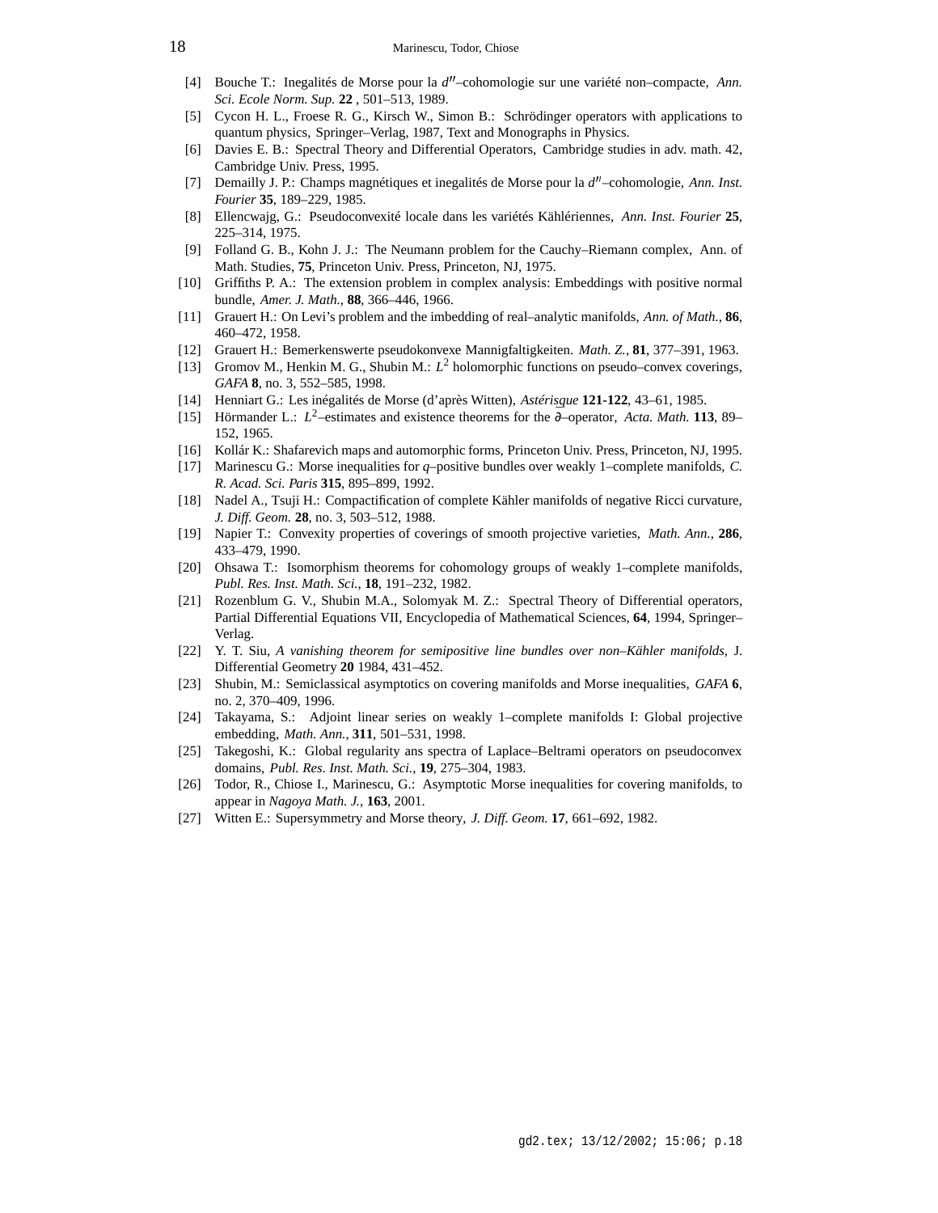[4] Bouche T.: Inegalités de Morse pour la $d''$–cohomologie sur une variété non–compacte, *Ann. Sci. Ecole Norm. Sup.* **22** , 501–513, 1989.

[5] Cycon H. L., Froese R. G., Kirsch W., Simon B.: Schrödinger operators with applications to quantum physics, Springer–Verlag, 1987, Text and Monographs in Physics.

[6] Davies E. B.: Spectral Theory and Differential Operators, Cambridge studies in adv. math. 42, Cambridge Univ. Press, 1995.

[7] Demailly J. P.: Champs magnétiques et inegalités de Morse pour la $d''$–cohomologie, *Ann. Inst. Fourier* **35**, 189–229, 1985.

[8] Ellencwajg, G.: Pseudoconvexité locale dans les variétés Kählériennes, *Ann. Inst. Fourier* **25**, 225–314, 1975.

[9] Folland G. B., Kohn J. J.: The Neumann problem for the Cauchy–Riemann complex, Ann. of Math. Studies, **75**, Princeton Univ. Press, Princeton, NJ, 1975.

[10] Griffiths P. A.: The extension problem in complex analysis: Embeddings with positive normal bundle, *Amer. J. Math.*, **88**, 366–446, 1966.

[11] Grauert H.: On Levi's problem and the imbedding of real–analytic manifolds, *Ann. of Math.*, **86**, 460–472, 1958.

[12] Grauert H.: Bemerkenswerte pseudokonvexe Mannigfaltigkeiten. *Math. Z.*, **81**, 377–391, 1963.

[13] Gromov M., Henkin M. G., Shubin M.: $L^2$ holomorphic functions on pseudo–convex coverings, *GAFA* **8**, no. 3, 552–585, 1998.

[14] Henniart G.: Les inégalités de Morse (d'après Witten), *Astérisque* **121-122**, 43–61, 1985.

[15] Hörmander L.: $L^2$–estimates and existence theorems for the $\bar\partial$–operator, *Acta. Math.* **113**, 89–152, 1965.

[16] Kollár K.: Shafarevich maps and automorphic forms, Princeton Univ. Press, Princeton, NJ, 1995.

[17] Marinescu G.: Morse inequalities for $q$–positive bundles over weakly 1–complete manifolds, *C. R. Acad. Sci. Paris* **315**, 895–899, 1992.

[18] Nadel A., Tsuji H.: Compactification of complete Kähler manifolds of negative Ricci curvature, *J. Diff. Geom.* **28**, no. 3, 503–512, 1988.

[19] Napier T.: Convexity properties of coverings of smooth projective varieties, *Math. Ann.*, **286**, 433–479, 1990.

[20] Ohsawa T.: Isomorphism theorems for cohomology groups of weakly 1–complete manifolds, *Publ. Res. Inst. Math. Sci.*, **18**, 191–232, 1982.

[21] Rozenblum G. V., Shubin M.A., Solomyak M. Z.: Spectral Theory of Differential operators, Partial Differential Equations VII, Encyclopedia of Mathematical Sciences, **64**, 1994, Springer–Verlag.

[22] Y. T. Siu, *A vanishing theorem for semipositive line bundles over non–Kähler manifolds*, J. Differential Geometry **20** 1984, 431–452.

[23] Shubin, M.: Semiclassical asymptotics on covering manifolds and Morse inequalities, *GAFA* **6**, no. 2, 370–409, 1996.

[24] Takayama, S.: Adjoint linear series on weakly 1–complete manifolds I: Global projective embedding, *Math. Ann.*, **311**, 501–531, 1998.

[25] Takegoshi, K.: Global regularity ans spectra of Laplace–Beltrami operators on pseudoconvex domains, *Publ. Res. Inst. Math. Sci.*, **19**, 275–304, 1983.

[26] Todor, R., Chiose I., Marinescu, G.: Asymptotic Morse inequalities for covering manifolds, to appear in *Nagoya Math. J.*, **163**, 2001.

[27] Witten E.: Supersymmetry and Morse theory, *J. Diff. Geom.* **17**, 661–692, 1982.